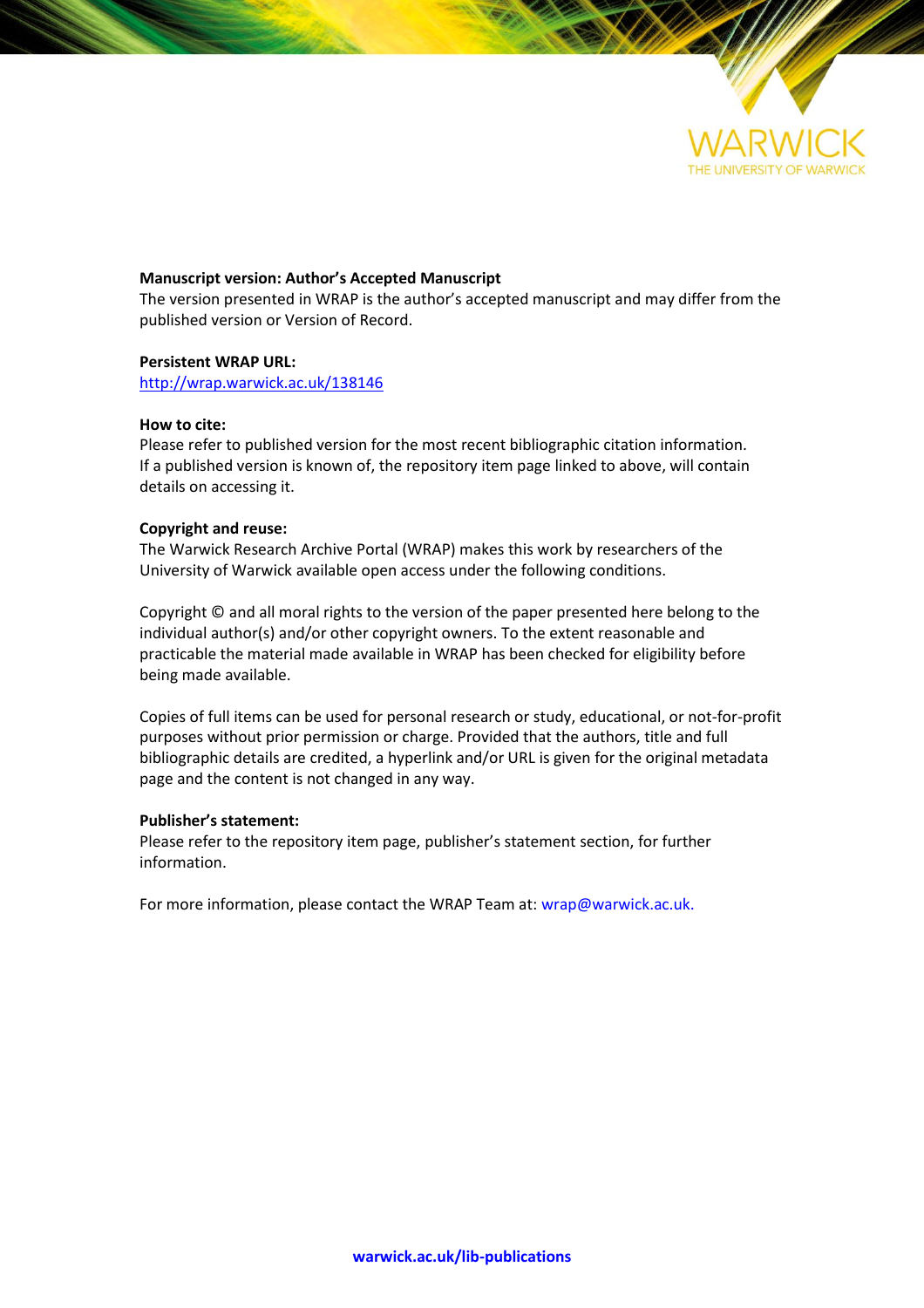WARWICK
THE UNIVERSITY OF WARWICK

**Manuscript version: Author's Accepted Manuscript**
The version presented in WRAP is the author's accepted manuscript and may differ from the published version or Version of Record.

**Persistent WRAP URL:**
http://wrap.warwick.ac.uk/138146

**How to cite:**
Please refer to published version for the most recent bibliographic citation information. If a published version is known of, the repository item page linked to above, will contain details on accessing it.

**Copyright and reuse:**
The Warwick Research Archive Portal (WRAP) makes this work by researchers of the University of Warwick available open access under the following conditions.

Copyright © and all moral rights to the version of the paper presented here belong to the individual author(s) and/or other copyright owners. To the extent reasonable and practicable the material made available in WRAP has been checked for eligibility before being made available.

Copies of full items can be used for personal research or study, educational, or not-for-profit purposes without prior permission or charge. Provided that the authors, title and full bibliographic details are credited, a hyperlink and/or URL is given for the original metadata page and the content is not changed in any way.

**Publisher's statement:**
Please refer to the repository item page, publisher's statement section, for further information.

For more information, please contact the WRAP Team at: wrap@warwick.ac.uk.

**warwick.ac.uk/lib-publications**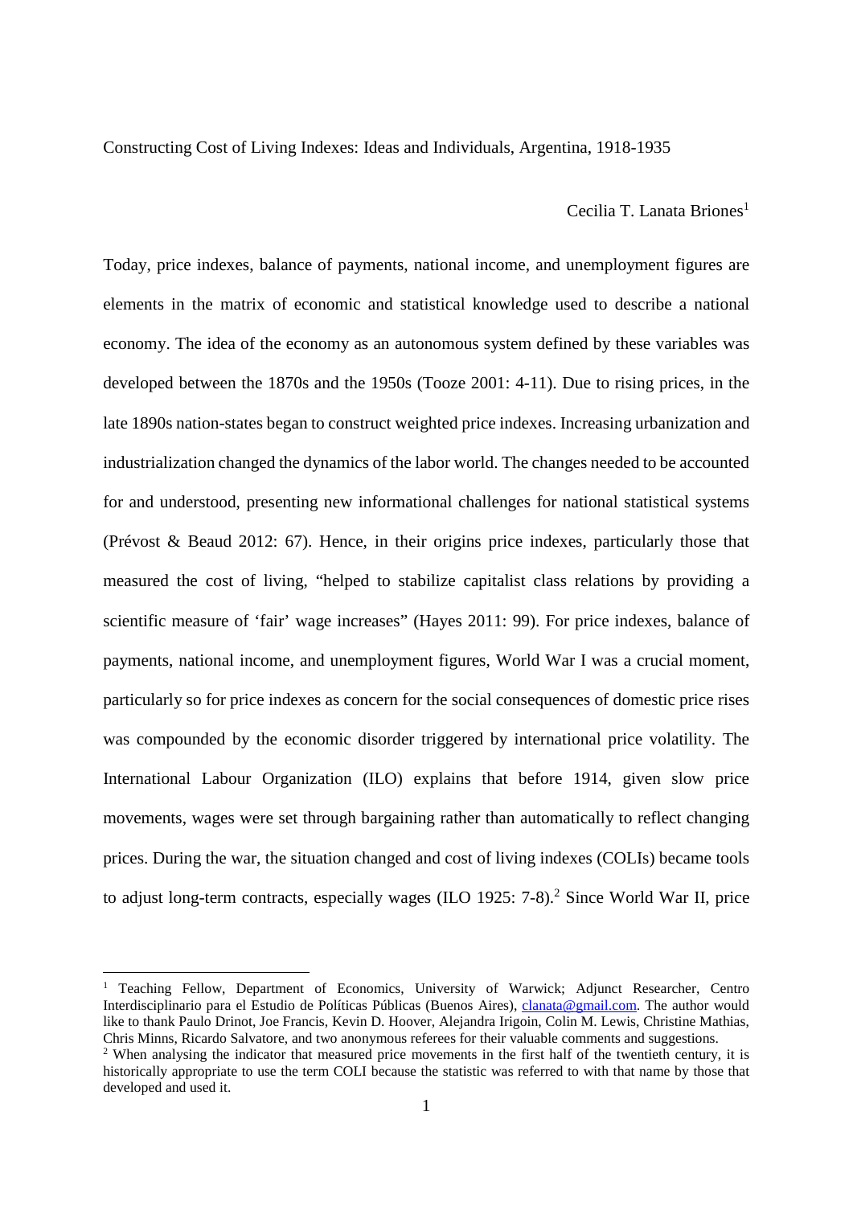Constructing Cost of Living Indexes: Ideas and Individuals, Argentina, 1918-1935

Cecilia T. Lanata Briones[1]

Today, price indexes, balance of payments, national income, and unemployment figures are elements in the matrix of economic and statistical knowledge used to describe a national economy. The idea of the economy as an autonomous system defined by these variables was developed between the 1870s and the 1950s (Tooze 2001: 4-11). Due to rising prices, in the late 1890s nation-states began to construct weighted price indexes. Increasing urbanization and industrialization changed the dynamics of the labor world. The changes needed to be accounted for and understood, presenting new informational challenges for national statistical systems (Prévost & Beaud 2012: 67). Hence, in their origins price indexes, particularly those that measured the cost of living, "helped to stabilize capitalist class relations by providing a scientific measure of 'fair' wage increases" (Hayes 2011: 99). For price indexes, balance of payments, national income, and unemployment figures, World War I was a crucial moment, particularly so for price indexes as concern for the social consequences of domestic price rises was compounded by the economic disorder triggered by international price volatility. The International Labour Organization (ILO) explains that before 1914, given slow price movements, wages were set through bargaining rather than automatically to reflect changing prices. During the war, the situation changed and cost of living indexes (COLIs) became tools to adjust long-term contracts, especially wages (ILO 1925: 7-8).[2] Since World War II, price

[1] Teaching Fellow, Department of Economics, University of Warwick; Adjunct Researcher, Centro Interdisciplinario para el Estudio de Políticas Públicas (Buenos Aires), clanata@gmail.com. The author would like to thank Paulo Drinot, Joe Francis, Kevin D. Hoover, Alejandra Irigoin, Colin M. Lewis, Christine Mathias, Chris Minns, Ricardo Salvatore, and two anonymous referees for their valuable comments and suggestions.

[2] When analysing the indicator that measured price movements in the first half of the twentieth century, it is historically appropriate to use the term COLI because the statistic was referred to with that name by those that developed and used it.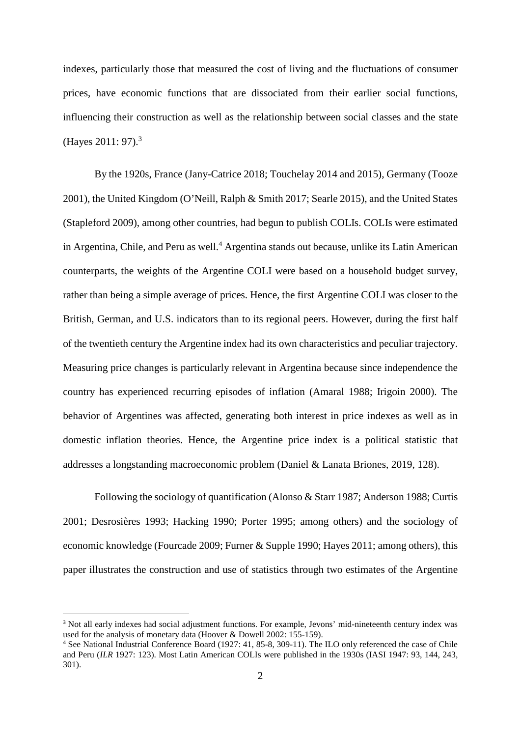indexes, particularly those that measured the cost of living and the fluctuations of consumer prices, have economic functions that are dissociated from their earlier social functions, influencing their construction as well as the relationship between social classes and the state (Hayes 2011: 97).[3]

By the 1920s, France (Jany-Catrice 2018; Touchelay 2014 and 2015), Germany (Tooze 2001), the United Kingdom (O'Neill, Ralph & Smith 2017; Searle 2015), and the United States (Stapleford 2009), among other countries, had begun to publish COLIs. COLIs were estimated in Argentina, Chile, and Peru as well.[4] Argentina stands out because, unlike its Latin American counterparts, the weights of the Argentine COLI were based on a household budget survey, rather than being a simple average of prices. Hence, the first Argentine COLI was closer to the British, German, and U.S. indicators than to its regional peers. However, during the first half of the twentieth century the Argentine index had its own characteristics and peculiar trajectory. Measuring price changes is particularly relevant in Argentina because since independence the country has experienced recurring episodes of inflation (Amaral 1988; Irigoin 2000). The behavior of Argentines was affected, generating both interest in price indexes as well as in domestic inflation theories. Hence, the Argentine price index is a political statistic that addresses a longstanding macroeconomic problem (Daniel & Lanata Briones, 2019, 128).

Following the sociology of quantification (Alonso & Starr 1987; Anderson 1988; Curtis 2001; Desrosières 1993; Hacking 1990; Porter 1995; among others) and the sociology of economic knowledge (Fourcade 2009; Furner & Supple 1990; Hayes 2011; among others), this paper illustrates the construction and use of statistics through two estimates of the Argentine

---

[3] Not all early indexes had social adjustment functions. For example, Jevons' mid-nineteenth century index was used for the analysis of monetary data (Hoover & Dowell 2002: 155-159).

[4] See National Industrial Conference Board (1927: 41, 85-8, 309-11). The ILO only referenced the case of Chile and Peru (*ILR* 1927: 123). Most Latin American COLIs were published in the 1930s (IASI 1947: 93, 144, 243, 301).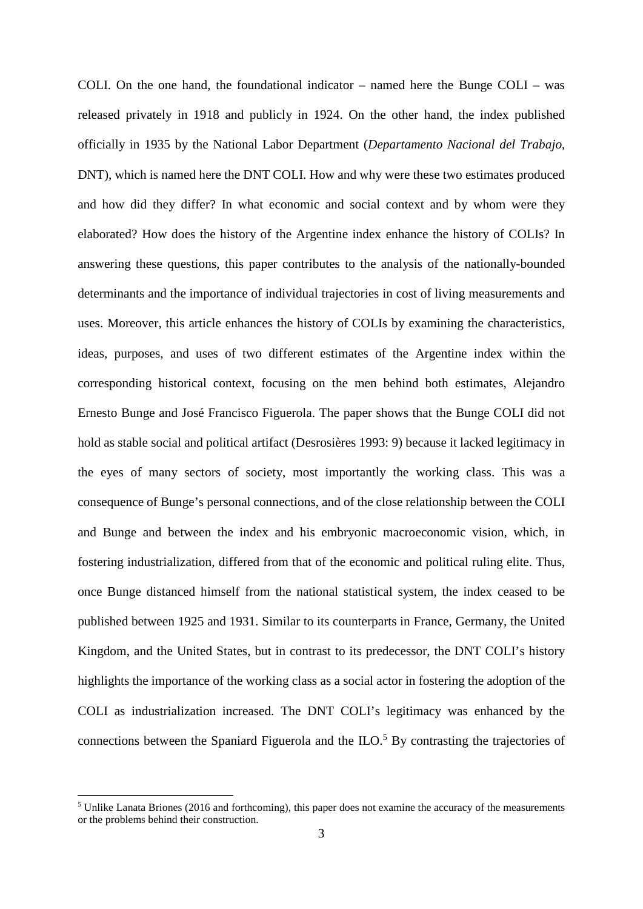COLI. On the one hand, the foundational indicator – named here the Bunge COLI – was released privately in 1918 and publicly in 1924. On the other hand, the index published officially in 1935 by the National Labor Department (*Departamento Nacional del Trabajo*, DNT), which is named here the DNT COLI. How and why were these two estimates produced and how did they differ? In what economic and social context and by whom were they elaborated? How does the history of the Argentine index enhance the history of COLIs? In answering these questions, this paper contributes to the analysis of the nationally-bounded determinants and the importance of individual trajectories in cost of living measurements and uses. Moreover, this article enhances the history of COLIs by examining the characteristics, ideas, purposes, and uses of two different estimates of the Argentine index within the corresponding historical context, focusing on the men behind both estimates, Alejandro Ernesto Bunge and José Francisco Figuerola. The paper shows that the Bunge COLI did not hold as stable social and political artifact (Desrosières 1993: 9) because it lacked legitimacy in the eyes of many sectors of society, most importantly the working class. This was a consequence of Bunge's personal connections, and of the close relationship between the COLI and Bunge and between the index and his embryonic macroeconomic vision, which, in fostering industrialization, differed from that of the economic and political ruling elite. Thus, once Bunge distanced himself from the national statistical system, the index ceased to be published between 1925 and 1931. Similar to its counterparts in France, Germany, the United Kingdom, and the United States, but in contrast to its predecessor, the DNT COLI's history highlights the importance of the working class as a social actor in fostering the adoption of the COLI as industrialization increased. The DNT COLI's legitimacy was enhanced by the connections between the Spaniard Figuerola and the ILO.[5] By contrasting the trajectories of

[5] Unlike Lanata Briones (2016 and forthcoming), this paper does not examine the accuracy of the measurements or the problems behind their construction.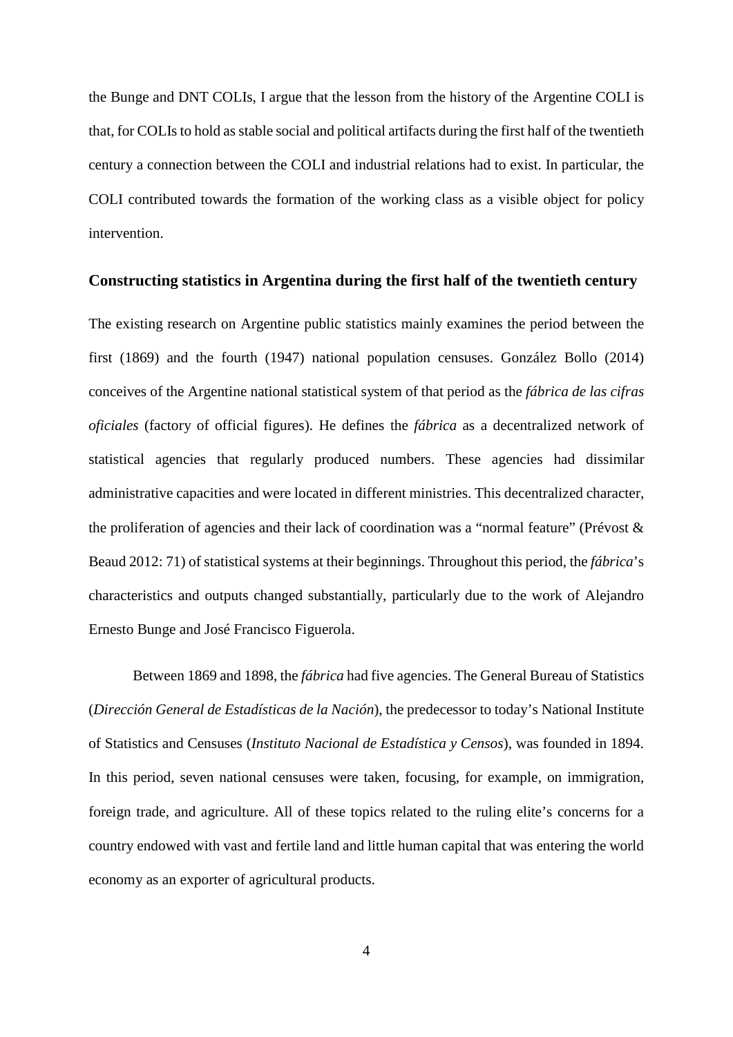the Bunge and DNT COLIs, I argue that the lesson from the history of the Argentine COLI is that, for COLIs to hold as stable social and political artifacts during the first half of the twentieth century a connection between the COLI and industrial relations had to exist. In particular, the COLI contributed towards the formation of the working class as a visible object for policy intervention.

## Constructing statistics in Argentina during the first half of the twentieth century

The existing research on Argentine public statistics mainly examines the period between the first (1869) and the fourth (1947) national population censuses. González Bollo (2014) conceives of the Argentine national statistical system of that period as the *fábrica de las cifras oficiales* (factory of official figures). He defines the *fábrica* as a decentralized network of statistical agencies that regularly produced numbers. These agencies had dissimilar administrative capacities and were located in different ministries. This decentralized character, the proliferation of agencies and their lack of coordination was a "normal feature" (Prévost & Beaud 2012: 71) of statistical systems at their beginnings. Throughout this period, the *fábrica*'s characteristics and outputs changed substantially, particularly due to the work of Alejandro Ernesto Bunge and José Francisco Figuerola.

Between 1869 and 1898, the *fábrica* had five agencies. The General Bureau of Statistics (*Dirección General de Estadísticas de la Nación*), the predecessor to today's National Institute of Statistics and Censuses (*Instituto Nacional de Estadística y Censos*), was founded in 1894. In this period, seven national censuses were taken, focusing, for example, on immigration, foreign trade, and agriculture. All of these topics related to the ruling elite's concerns for a country endowed with vast and fertile land and little human capital that was entering the world economy as an exporter of agricultural products.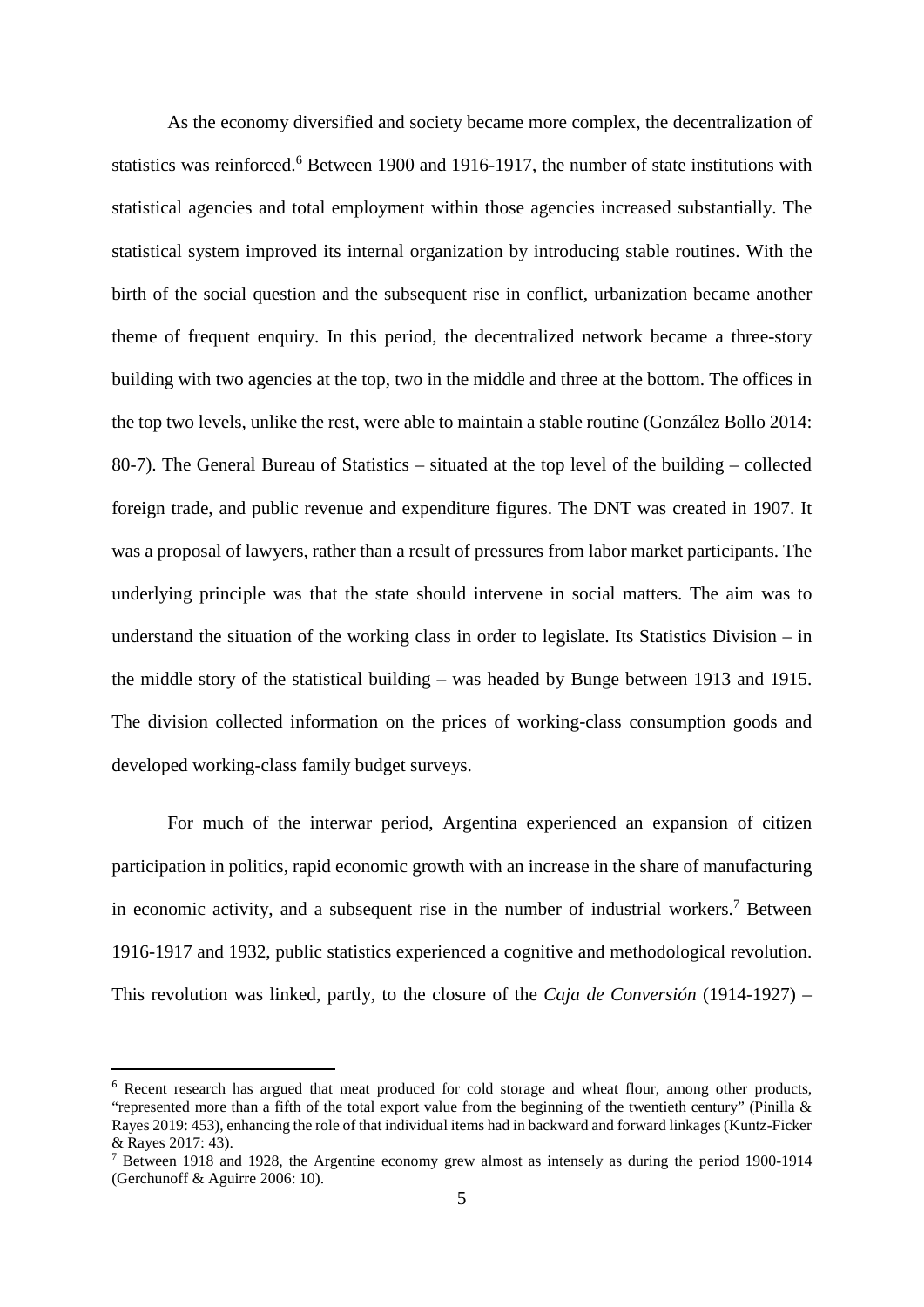As the economy diversified and society became more complex, the decentralization of statistics was reinforced.[6] Between 1900 and 1916-1917, the number of state institutions with statistical agencies and total employment within those agencies increased substantially. The statistical system improved its internal organization by introducing stable routines. With the birth of the social question and the subsequent rise in conflict, urbanization became another theme of frequent enquiry. In this period, the decentralized network became a three-story building with two agencies at the top, two in the middle and three at the bottom. The offices in the top two levels, unlike the rest, were able to maintain a stable routine (González Bollo 2014: 80-7). The General Bureau of Statistics – situated at the top level of the building – collected foreign trade, and public revenue and expenditure figures. The DNT was created in 1907. It was a proposal of lawyers, rather than a result of pressures from labor market participants. The underlying principle was that the state should intervene in social matters. The aim was to understand the situation of the working class in order to legislate. Its Statistics Division – in the middle story of the statistical building – was headed by Bunge between 1913 and 1915. The division collected information on the prices of working-class consumption goods and developed working-class family budget surveys.

For much of the interwar period, Argentina experienced an expansion of citizen participation in politics, rapid economic growth with an increase in the share of manufacturing in economic activity, and a subsequent rise in the number of industrial workers.[7] Between 1916-1917 and 1932, public statistics experienced a cognitive and methodological revolution. This revolution was linked, partly, to the closure of the *Caja de Conversión* (1914-1927) –

---

[6] Recent research has argued that meat produced for cold storage and wheat flour, among other products, "represented more than a fifth of the total export value from the beginning of the twentieth century" (Pinilla & Rayes 2019: 453), enhancing the role of that individual items had in backward and forward linkages (Kuntz-Ficker & Rayes 2017: 43).

[7] Between 1918 and 1928, the Argentine economy grew almost as intensely as during the period 1900-1914 (Gerchunoff & Aguirre 2006: 10).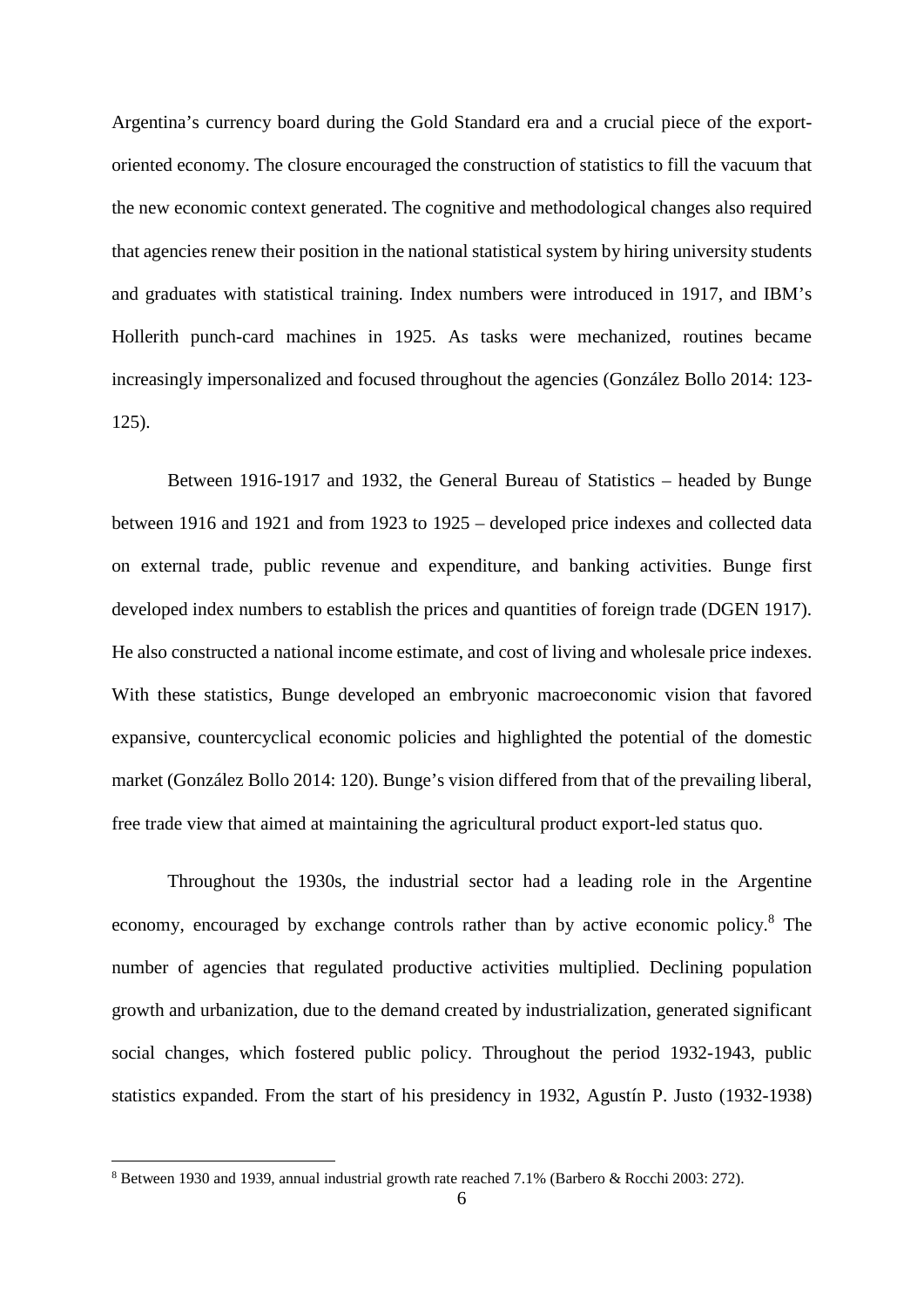Argentina's currency board during the Gold Standard era and a crucial piece of the export-oriented economy. The closure encouraged the construction of statistics to fill the vacuum that the new economic context generated. The cognitive and methodological changes also required that agencies renew their position in the national statistical system by hiring university students and graduates with statistical training. Index numbers were introduced in 1917, and IBM's Hollerith punch-card machines in 1925. As tasks were mechanized, routines became increasingly impersonalized and focused throughout the agencies (González Bollo 2014: 123-125).

Between 1916-1917 and 1932, the General Bureau of Statistics – headed by Bunge between 1916 and 1921 and from 1923 to 1925 – developed price indexes and collected data on external trade, public revenue and expenditure, and banking activities. Bunge first developed index numbers to establish the prices and quantities of foreign trade (DGEN 1917). He also constructed a national income estimate, and cost of living and wholesale price indexes. With these statistics, Bunge developed an embryonic macroeconomic vision that favored expansive, countercyclical economic policies and highlighted the potential of the domestic market (González Bollo 2014: 120). Bunge's vision differed from that of the prevailing liberal, free trade view that aimed at maintaining the agricultural product export-led status quo.

Throughout the 1930s, the industrial sector had a leading role in the Argentine economy, encouraged by exchange controls rather than by active economic policy.[8] The number of agencies that regulated productive activities multiplied. Declining population growth and urbanization, due to the demand created by industrialization, generated significant social changes, which fostered public policy. Throughout the period 1932-1943, public statistics expanded. From the start of his presidency in 1932, Agustín P. Justo (1932-1938)

[8] Between 1930 and 1939, annual industrial growth rate reached 7.1% (Barbero & Rocchi 2003: 272).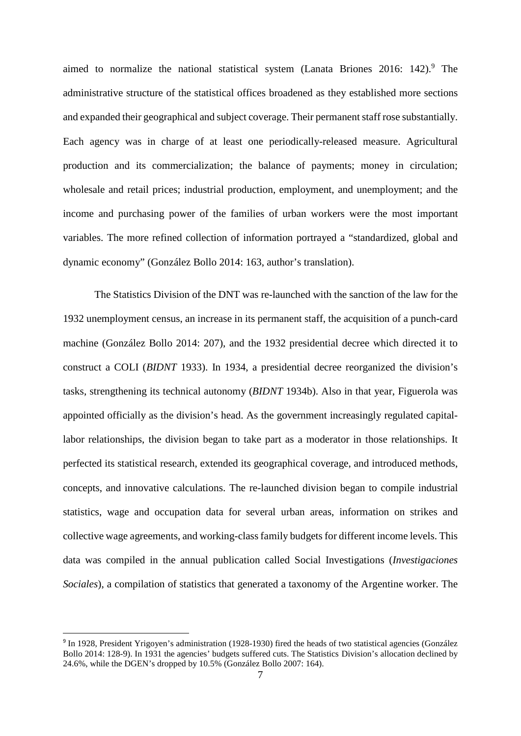aimed to normalize the national statistical system (Lanata Briones 2016: 142).[9] The administrative structure of the statistical offices broadened as they established more sections and expanded their geographical and subject coverage. Their permanent staff rose substantially. Each agency was in charge of at least one periodically-released measure. Agricultural production and its commercialization; the balance of payments; money in circulation; wholesale and retail prices; industrial production, employment, and unemployment; and the income and purchasing power of the families of urban workers were the most important variables. The more refined collection of information portrayed a "standardized, global and dynamic economy" (González Bollo 2014: 163, author's translation).

The Statistics Division of the DNT was re-launched with the sanction of the law for the 1932 unemployment census, an increase in its permanent staff, the acquisition of a punch-card machine (González Bollo 2014: 207), and the 1932 presidential decree which directed it to construct a COLI (*BIDNT* 1933). In 1934, a presidential decree reorganized the division's tasks, strengthening its technical autonomy (*BIDNT* 1934b). Also in that year, Figuerola was appointed officially as the division's head. As the government increasingly regulated capital-labor relationships, the division began to take part as a moderator in those relationships. It perfected its statistical research, extended its geographical coverage, and introduced methods, concepts, and innovative calculations. The re-launched division began to compile industrial statistics, wage and occupation data for several urban areas, information on strikes and collective wage agreements, and working-class family budgets for different income levels. This data was compiled in the annual publication called Social Investigations (*Investigaciones Sociales*), a compilation of statistics that generated a taxonomy of the Argentine worker. The

---

[9] In 1928, President Yrigoyen's administration (1928-1930) fired the heads of two statistical agencies (González Bollo 2014: 128-9). In 1931 the agencies' budgets suffered cuts. The Statistics Division's allocation declined by 24.6%, while the DGEN's dropped by 10.5% (González Bollo 2007: 164).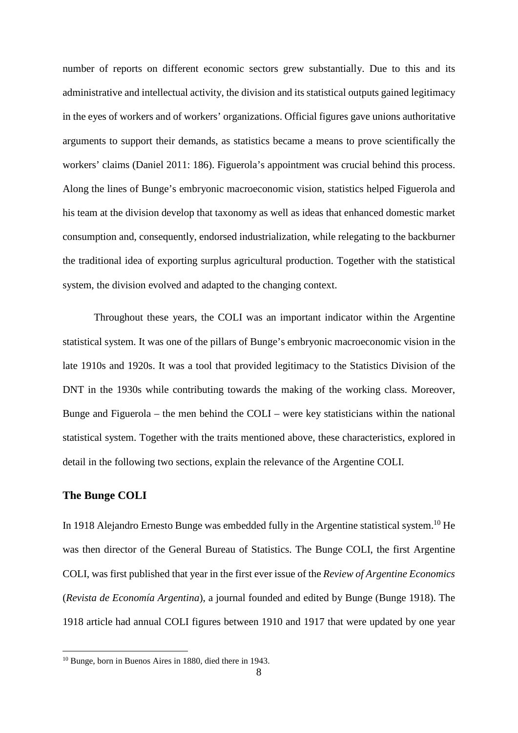number of reports on different economic sectors grew substantially. Due to this and its administrative and intellectual activity, the division and its statistical outputs gained legitimacy in the eyes of workers and of workers' organizations. Official figures gave unions authoritative arguments to support their demands, as statistics became a means to prove scientifically the workers' claims (Daniel 2011: 186). Figuerola's appointment was crucial behind this process. Along the lines of Bunge's embryonic macroeconomic vision, statistics helped Figuerola and his team at the division develop that taxonomy as well as ideas that enhanced domestic market consumption and, consequently, endorsed industrialization, while relegating to the backburner the traditional idea of exporting surplus agricultural production. Together with the statistical system, the division evolved and adapted to the changing context.

Throughout these years, the COLI was an important indicator within the Argentine statistical system. It was one of the pillars of Bunge's embryonic macroeconomic vision in the late 1910s and 1920s. It was a tool that provided legitimacy to the Statistics Division of the DNT in the 1930s while contributing towards the making of the working class. Moreover, Bunge and Figuerola – the men behind the COLI – were key statisticians within the national statistical system. Together with the traits mentioned above, these characteristics, explored in detail in the following two sections, explain the relevance of the Argentine COLI.

## The Bunge COLI

In 1918 Alejandro Ernesto Bunge was embedded fully in the Argentine statistical system.[10] He was then director of the General Bureau of Statistics. The Bunge COLI, the first Argentine COLI, was first published that year in the first ever issue of the *Review of Argentine Economics* (*Revista de Economía Argentina*), a journal founded and edited by Bunge (Bunge 1918). The 1918 article had annual COLI figures between 1910 and 1917 that were updated by one year

[10] Bunge, born in Buenos Aires in 1880, died there in 1943.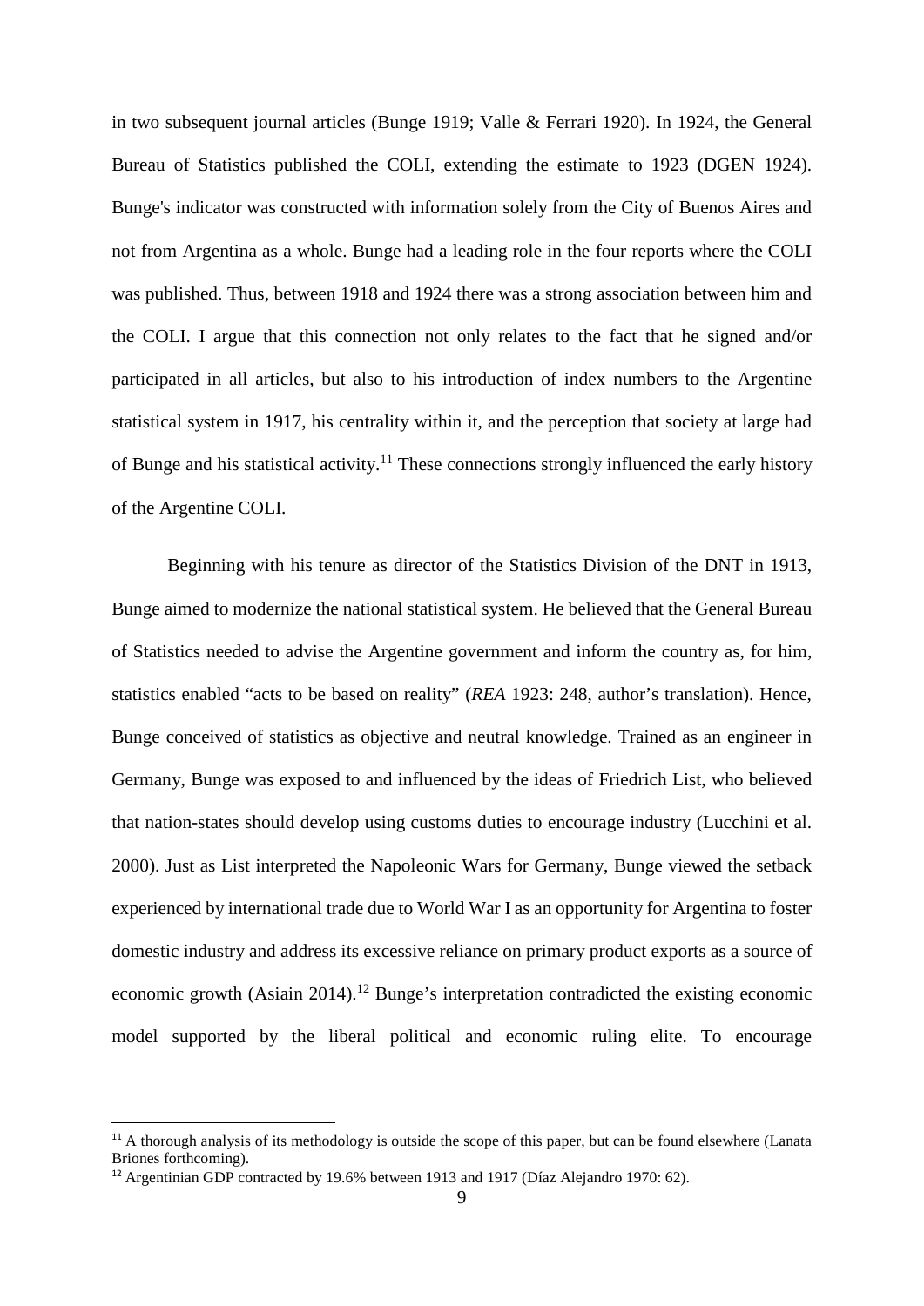in two subsequent journal articles (Bunge 1919; Valle & Ferrari 1920). In 1924, the General Bureau of Statistics published the COLI, extending the estimate to 1923 (DGEN 1924). Bunge's indicator was constructed with information solely from the City of Buenos Aires and not from Argentina as a whole. Bunge had a leading role in the four reports where the COLI was published. Thus, between 1918 and 1924 there was a strong association between him and the COLI. I argue that this connection not only relates to the fact that he signed and/or participated in all articles, but also to his introduction of index numbers to the Argentine statistical system in 1917, his centrality within it, and the perception that society at large had of Bunge and his statistical activity.[11] These connections strongly influenced the early history of the Argentine COLI.

Beginning with his tenure as director of the Statistics Division of the DNT in 1913, Bunge aimed to modernize the national statistical system. He believed that the General Bureau of Statistics needed to advise the Argentine government and inform the country as, for him, statistics enabled "acts to be based on reality" (*REA* 1923: 248, author's translation). Hence, Bunge conceived of statistics as objective and neutral knowledge. Trained as an engineer in Germany, Bunge was exposed to and influenced by the ideas of Friedrich List, who believed that nation-states should develop using customs duties to encourage industry (Lucchini et al. 2000). Just as List interpreted the Napoleonic Wars for Germany, Bunge viewed the setback experienced by international trade due to World War I as an opportunity for Argentina to foster domestic industry and address its excessive reliance on primary product exports as a source of economic growth (Asiain 2014).[12] Bunge's interpretation contradicted the existing economic model supported by the liberal political and economic ruling elite. To encourage

[11] A thorough analysis of its methodology is outside the scope of this paper, but can be found elsewhere (Lanata Briones forthcoming).

[12] Argentinian GDP contracted by 19.6% between 1913 and 1917 (Díaz Alejandro 1970: 62).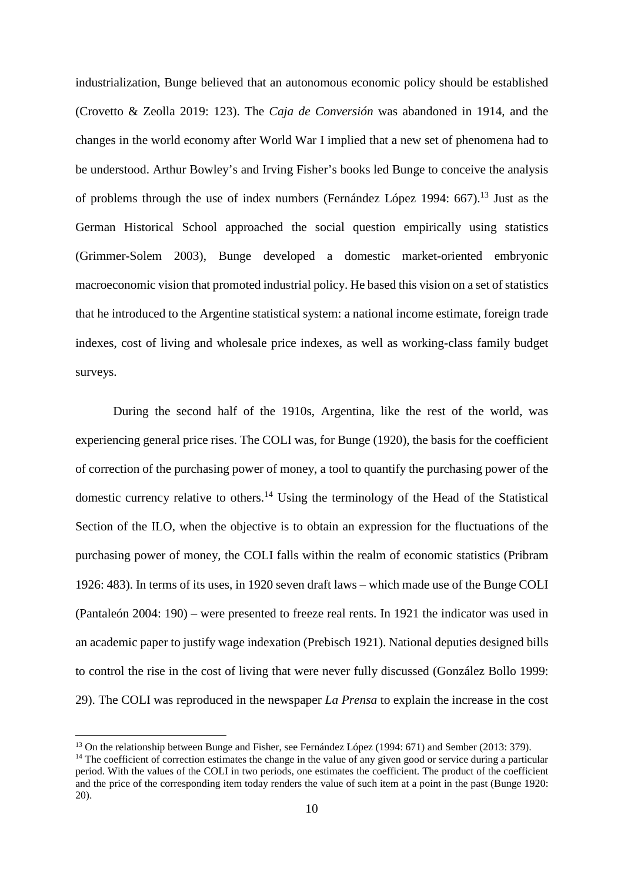industrialization, Bunge believed that an autonomous economic policy should be established (Crovetto & Zeolla 2019: 123). The *Caja de Conversión* was abandoned in 1914, and the changes in the world economy after World War I implied that a new set of phenomena had to be understood. Arthur Bowley's and Irving Fisher's books led Bunge to conceive the analysis of problems through the use of index numbers (Fernández López 1994: 667).[13] Just as the German Historical School approached the social question empirically using statistics (Grimmer-Solem 2003), Bunge developed a domestic market-oriented embryonic macroeconomic vision that promoted industrial policy. He based this vision on a set of statistics that he introduced to the Argentine statistical system: a national income estimate, foreign trade indexes, cost of living and wholesale price indexes, as well as working-class family budget surveys.

During the second half of the 1910s, Argentina, like the rest of the world, was experiencing general price rises. The COLI was, for Bunge (1920), the basis for the coefficient of correction of the purchasing power of money, a tool to quantify the purchasing power of the domestic currency relative to others.[14] Using the terminology of the Head of the Statistical Section of the ILO, when the objective is to obtain an expression for the fluctuations of the purchasing power of money, the COLI falls within the realm of economic statistics (Pribram 1926: 483). In terms of its uses, in 1920 seven draft laws – which made use of the Bunge COLI (Pantaleón 2004: 190) – were presented to freeze real rents. In 1921 the indicator was used in an academic paper to justify wage indexation (Prebisch 1921). National deputies designed bills to control the rise in the cost of living that were never fully discussed (González Bollo 1999: 29). The COLI was reproduced in the newspaper *La Prensa* to explain the increase in the cost

[13] On the relationship between Bunge and Fisher, see Fernández López (1994: 671) and Sember (2013: 379).

[14] The coefficient of correction estimates the change in the value of any given good or service during a particular period. With the values of the COLI in two periods, one estimates the coefficient. The product of the coefficient and the price of the corresponding item today renders the value of such item at a point in the past (Bunge 1920: 20).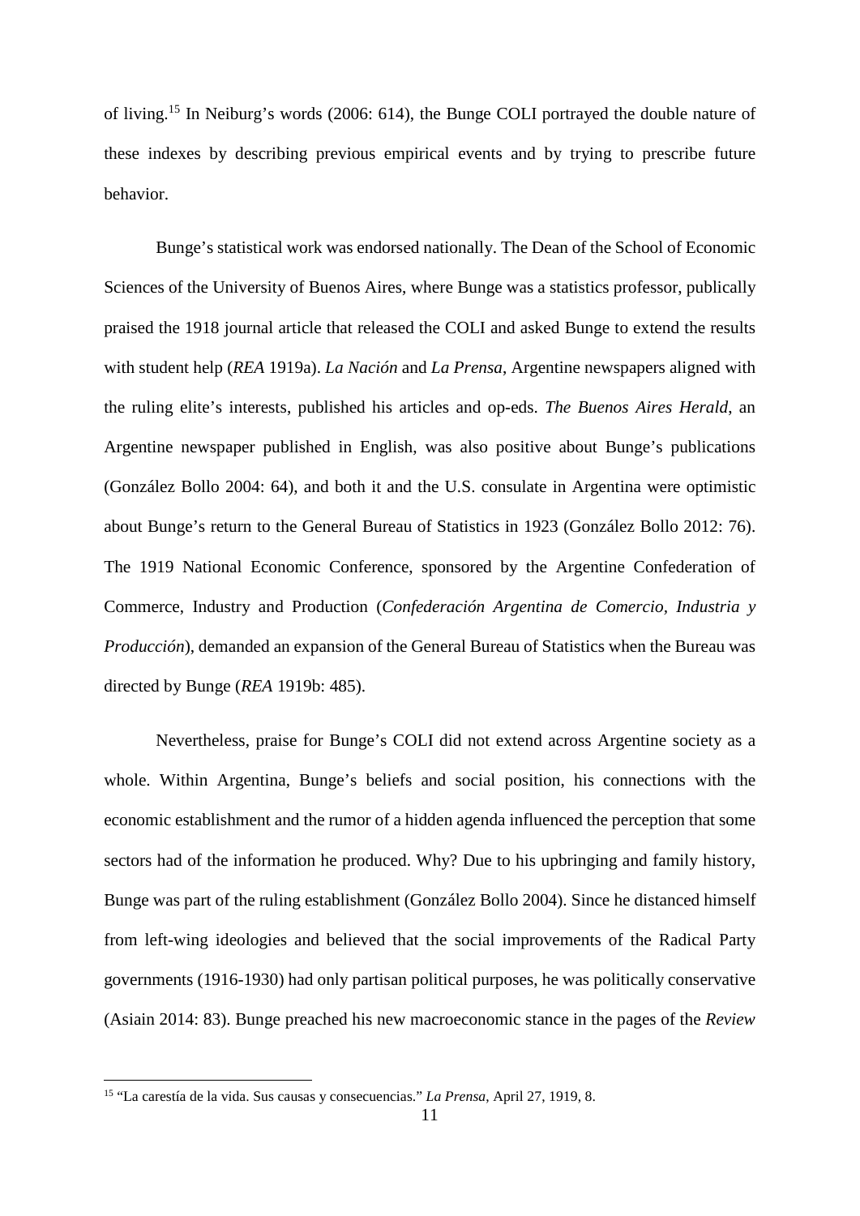of living.[15] In Neiburg's words (2006: 614), the Bunge COLI portrayed the double nature of these indexes by describing previous empirical events and by trying to prescribe future behavior.

Bunge's statistical work was endorsed nationally. The Dean of the School of Economic Sciences of the University of Buenos Aires, where Bunge was a statistics professor, publically praised the 1918 journal article that released the COLI and asked Bunge to extend the results with student help (*REA* 1919a). *La Nación* and *La Prensa*, Argentine newspapers aligned with the ruling elite's interests, published his articles and op-eds. *The Buenos Aires Herald*, an Argentine newspaper published in English, was also positive about Bunge's publications (González Bollo 2004: 64), and both it and the U.S. consulate in Argentina were optimistic about Bunge's return to the General Bureau of Statistics in 1923 (González Bollo 2012: 76). The 1919 National Economic Conference, sponsored by the Argentine Confederation of Commerce, Industry and Production (*Confederación Argentina de Comercio, Industria y Producción*), demanded an expansion of the General Bureau of Statistics when the Bureau was directed by Bunge (*REA* 1919b: 485).

Nevertheless, praise for Bunge's COLI did not extend across Argentine society as a whole. Within Argentina, Bunge's beliefs and social position, his connections with the economic establishment and the rumor of a hidden agenda influenced the perception that some sectors had of the information he produced. Why? Due to his upbringing and family history, Bunge was part of the ruling establishment (González Bollo 2004). Since he distanced himself from left-wing ideologies and believed that the social improvements of the Radical Party governments (1916-1930) had only partisan political purposes, he was politically conservative (Asiain 2014: 83). Bunge preached his new macroeconomic stance in the pages of the *Review*

[15] "La carestía de la vida. Sus causas y consecuencias." *La Prensa*, April 27, 1919, 8.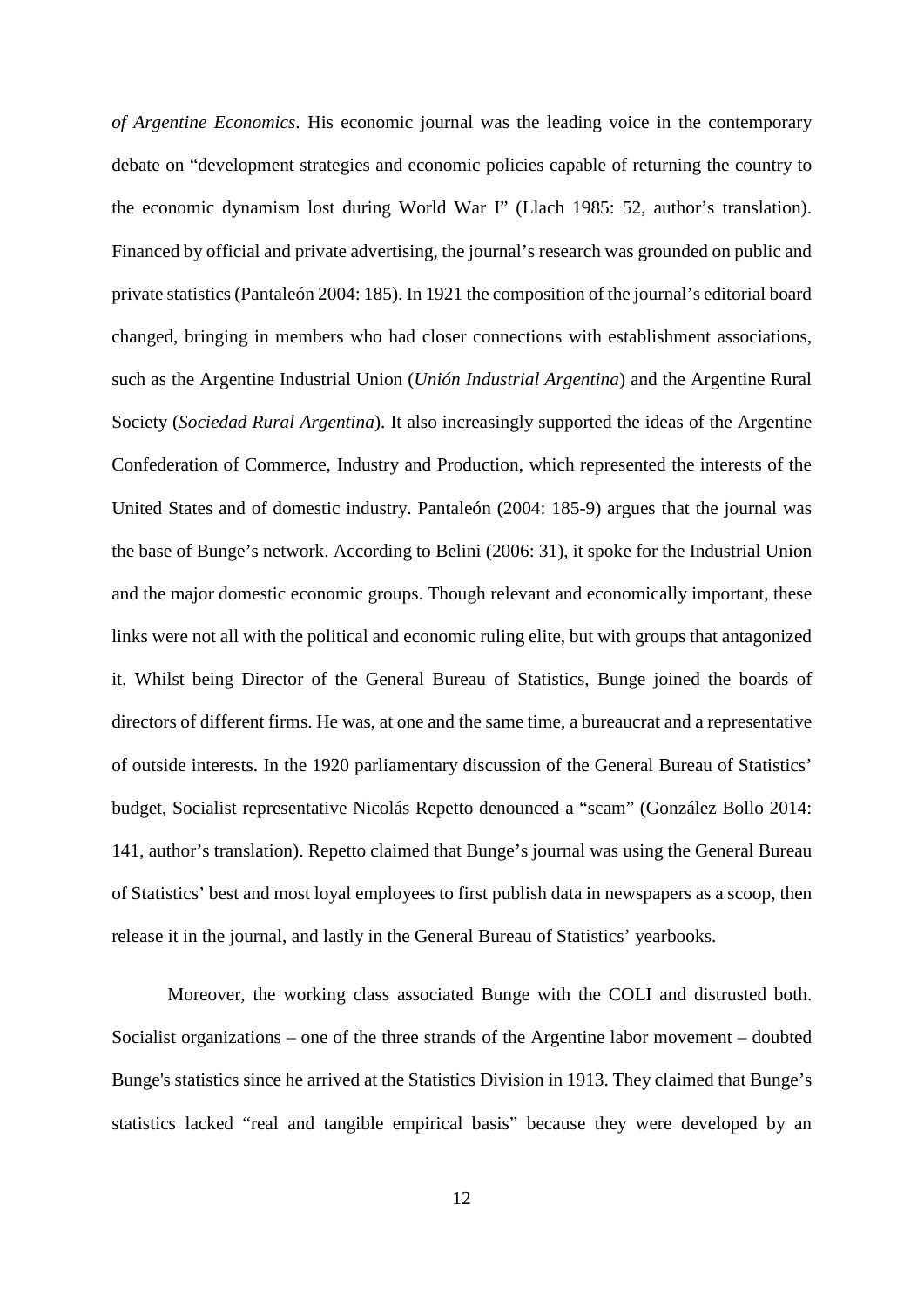*of Argentine Economics*. His economic journal was the leading voice in the contemporary debate on "development strategies and economic policies capable of returning the country to the economic dynamism lost during World War I" (Llach 1985: 52, author's translation). Financed by official and private advertising, the journal's research was grounded on public and private statistics (Pantaleón 2004: 185). In 1921 the composition of the journal's editorial board changed, bringing in members who had closer connections with establishment associations, such as the Argentine Industrial Union (*Unión Industrial Argentina*) and the Argentine Rural Society (*Sociedad Rural Argentina*). It also increasingly supported the ideas of the Argentine Confederation of Commerce, Industry and Production, which represented the interests of the United States and of domestic industry. Pantaleón (2004: 185-9) argues that the journal was the base of Bunge's network. According to Belini (2006: 31), it spoke for the Industrial Union and the major domestic economic groups. Though relevant and economically important, these links were not all with the political and economic ruling elite, but with groups that antagonized it. Whilst being Director of the General Bureau of Statistics, Bunge joined the boards of directors of different firms. He was, at one and the same time, a bureaucrat and a representative of outside interests. In the 1920 parliamentary discussion of the General Bureau of Statistics' budget, Socialist representative Nicolás Repetto denounced a "scam" (González Bollo 2014: 141, author's translation). Repetto claimed that Bunge's journal was using the General Bureau of Statistics' best and most loyal employees to first publish data in newspapers as a scoop, then release it in the journal, and lastly in the General Bureau of Statistics' yearbooks.

Moreover, the working class associated Bunge with the COLI and distrusted both. Socialist organizations – one of the three strands of the Argentine labor movement – doubted Bunge's statistics since he arrived at the Statistics Division in 1913. They claimed that Bunge's statistics lacked "real and tangible empirical basis" because they were developed by an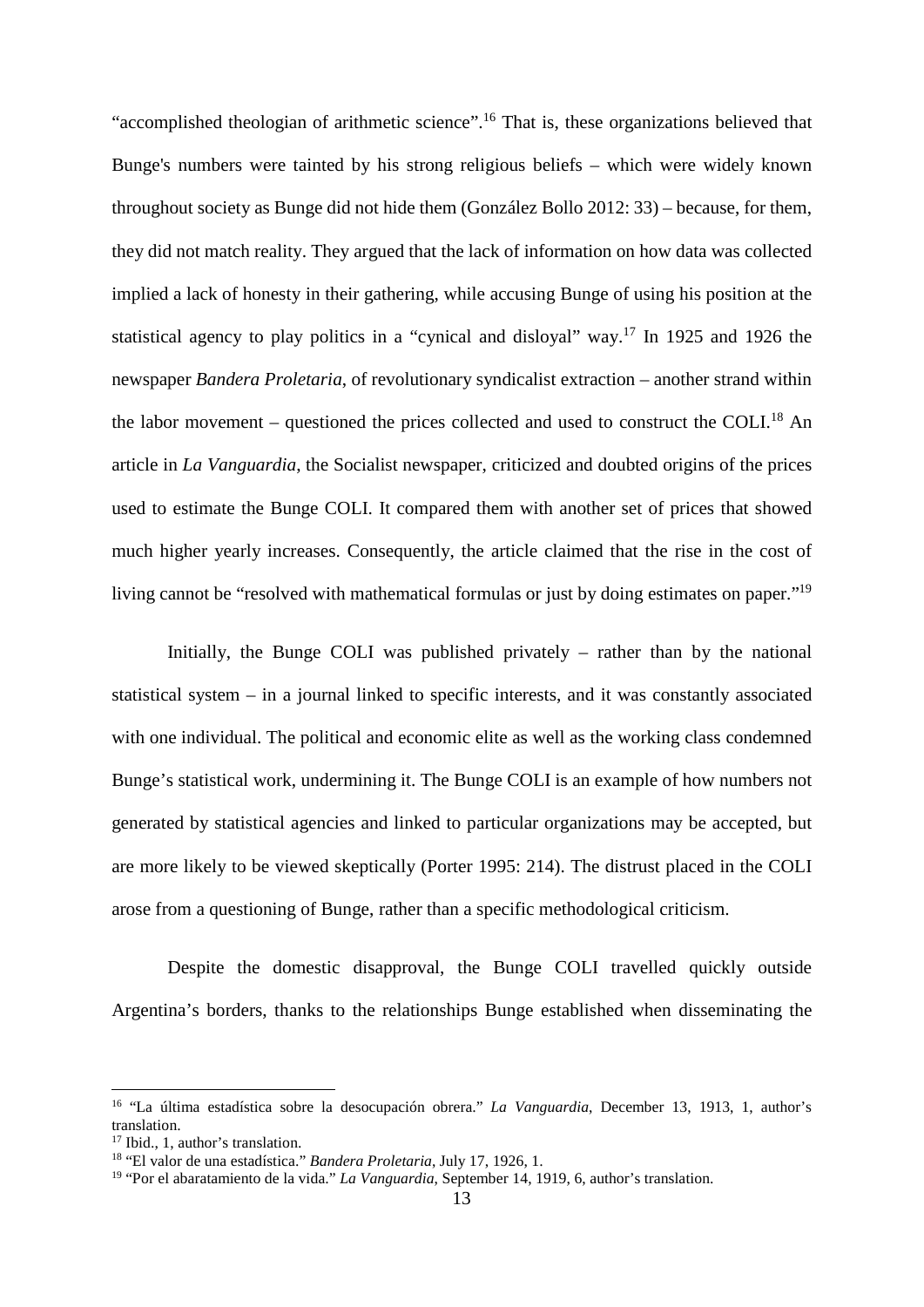"accomplished theologian of arithmetic science".[16] That is, these organizations believed that Bunge's numbers were tainted by his strong religious beliefs – which were widely known throughout society as Bunge did not hide them (González Bollo 2012: 33) – because, for them, they did not match reality. They argued that the lack of information on how data was collected implied a lack of honesty in their gathering, while accusing Bunge of using his position at the statistical agency to play politics in a "cynical and disloyal" way.[17] In 1925 and 1926 the newspaper *Bandera Proletaria*, of revolutionary syndicalist extraction – another strand within the labor movement – questioned the prices collected and used to construct the COLI.[18] An article in *La Vanguardia*, the Socialist newspaper, criticized and doubted origins of the prices used to estimate the Bunge COLI. It compared them with another set of prices that showed much higher yearly increases. Consequently, the article claimed that the rise in the cost of living cannot be "resolved with mathematical formulas or just by doing estimates on paper."[19]

Initially, the Bunge COLI was published privately – rather than by the national statistical system – in a journal linked to specific interests, and it was constantly associated with one individual. The political and economic elite as well as the working class condemned Bunge's statistical work, undermining it. The Bunge COLI is an example of how numbers not generated by statistical agencies and linked to particular organizations may be accepted, but are more likely to be viewed skeptically (Porter 1995: 214). The distrust placed in the COLI arose from a questioning of Bunge, rather than a specific methodological criticism.

Despite the domestic disapproval, the Bunge COLI travelled quickly outside Argentina's borders, thanks to the relationships Bunge established when disseminating the

---

[16] "La última estadística sobre la desocupación obrera." *La Vanguardia*, December 13, 1913, 1, author's translation.

[17] Ibid., 1, author's translation.

[18] "El valor de una estadística." *Bandera Proletaria*, July 17, 1926, 1.

[19] "Por el abaratamiento de la vida." *La Vanguardia*, September 14, 1919, 6, author's translation.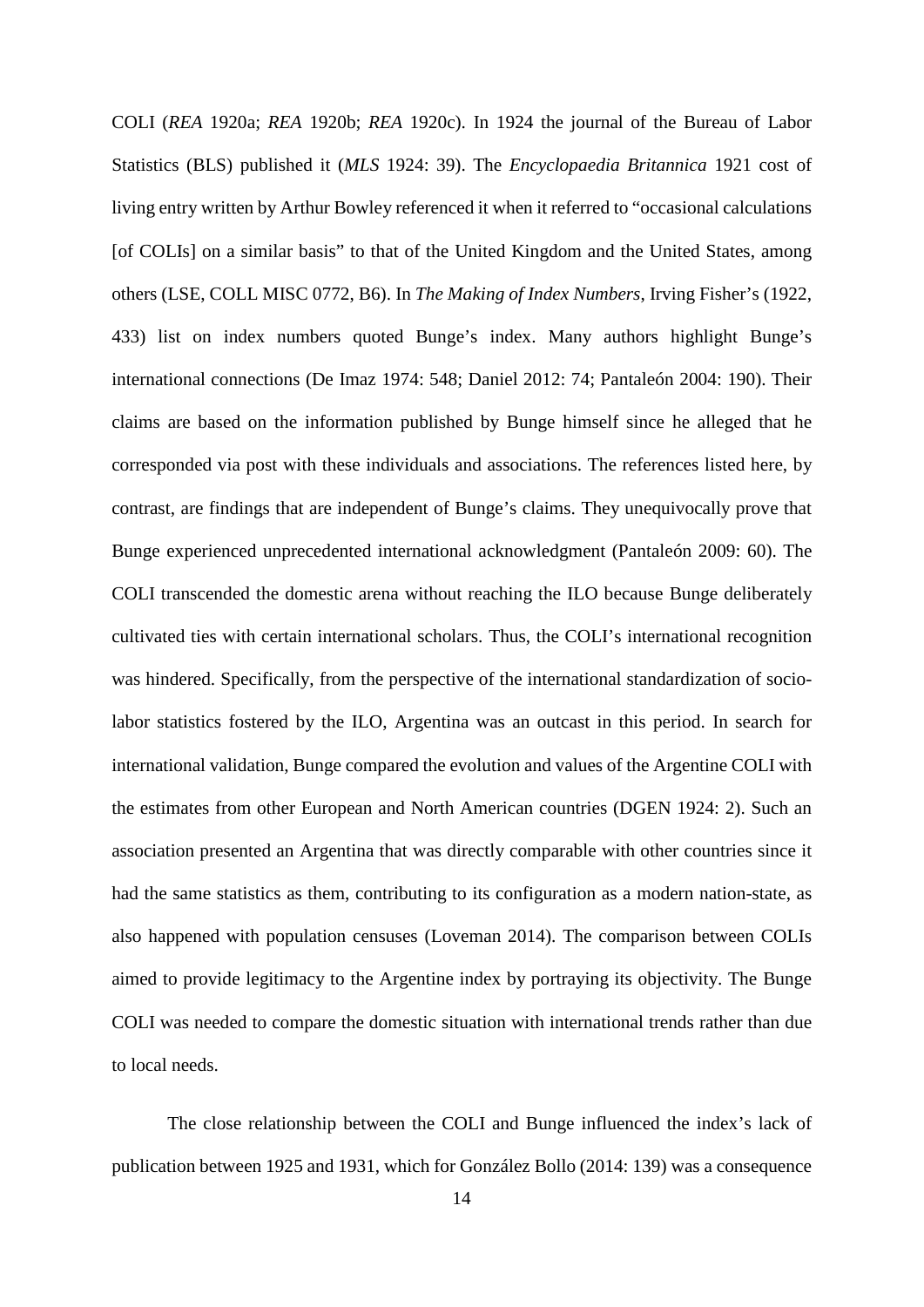COLI (*REA* 1920a; *REA* 1920b; *REA* 1920c). In 1924 the journal of the Bureau of Labor Statistics (BLS) published it (*MLS* 1924: 39). The *Encyclopaedia Britannica* 1921 cost of living entry written by Arthur Bowley referenced it when it referred to "occasional calculations [of COLIs] on a similar basis" to that of the United Kingdom and the United States, among others (LSE, COLL MISC 0772, B6). In *The Making of Index Numbers*, Irving Fisher's (1922, 433) list on index numbers quoted Bunge's index. Many authors highlight Bunge's international connections (De Imaz 1974: 548; Daniel 2012: 74; Pantaleón 2004: 190). Their claims are based on the information published by Bunge himself since he alleged that he corresponded via post with these individuals and associations. The references listed here, by contrast, are findings that are independent of Bunge's claims. They unequivocally prove that Bunge experienced unprecedented international acknowledgment (Pantaleón 2009: 60). The COLI transcended the domestic arena without reaching the ILO because Bunge deliberately cultivated ties with certain international scholars. Thus, the COLI's international recognition was hindered. Specifically, from the perspective of the international standardization of socio-labor statistics fostered by the ILO, Argentina was an outcast in this period. In search for international validation, Bunge compared the evolution and values of the Argentine COLI with the estimates from other European and North American countries (DGEN 1924: 2). Such an association presented an Argentina that was directly comparable with other countries since it had the same statistics as them, contributing to its configuration as a modern nation-state, as also happened with population censuses (Loveman 2014). The comparison between COLIs aimed to provide legitimacy to the Argentine index by portraying its objectivity. The Bunge COLI was needed to compare the domestic situation with international trends rather than due to local needs.

The close relationship between the COLI and Bunge influenced the index's lack of publication between 1925 and 1931, which for González Bollo (2014: 139) was a consequence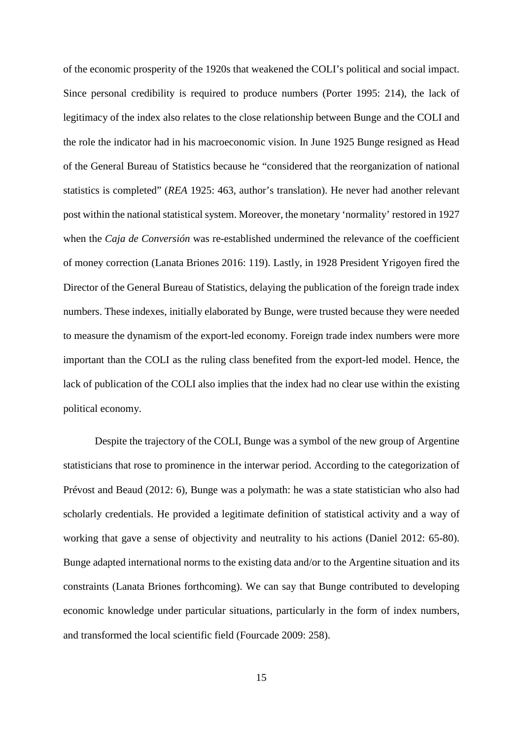of the economic prosperity of the 1920s that weakened the COLI's political and social impact. Since personal credibility is required to produce numbers (Porter 1995: 214), the lack of legitimacy of the index also relates to the close relationship between Bunge and the COLI and the role the indicator had in his macroeconomic vision. In June 1925 Bunge resigned as Head of the General Bureau of Statistics because he "considered that the reorganization of national statistics is completed" (*REA* 1925: 463, author's translation). He never had another relevant post within the national statistical system. Moreover, the monetary 'normality' restored in 1927 when the *Caja de Conversión* was re-established undermined the relevance of the coefficient of money correction (Lanata Briones 2016: 119). Lastly, in 1928 President Yrigoyen fired the Director of the General Bureau of Statistics, delaying the publication of the foreign trade index numbers. These indexes, initially elaborated by Bunge, were trusted because they were needed to measure the dynamism of the export-led economy. Foreign trade index numbers were more important than the COLI as the ruling class benefited from the export-led model. Hence, the lack of publication of the COLI also implies that the index had no clear use within the existing political economy.

Despite the trajectory of the COLI, Bunge was a symbol of the new group of Argentine statisticians that rose to prominence in the interwar period. According to the categorization of Prévost and Beaud (2012: 6), Bunge was a polymath: he was a state statistician who also had scholarly credentials. He provided a legitimate definition of statistical activity and a way of working that gave a sense of objectivity and neutrality to his actions (Daniel 2012: 65-80). Bunge adapted international norms to the existing data and/or to the Argentine situation and its constraints (Lanata Briones forthcoming). We can say that Bunge contributed to developing economic knowledge under particular situations, particularly in the form of index numbers, and transformed the local scientific field (Fourcade 2009: 258).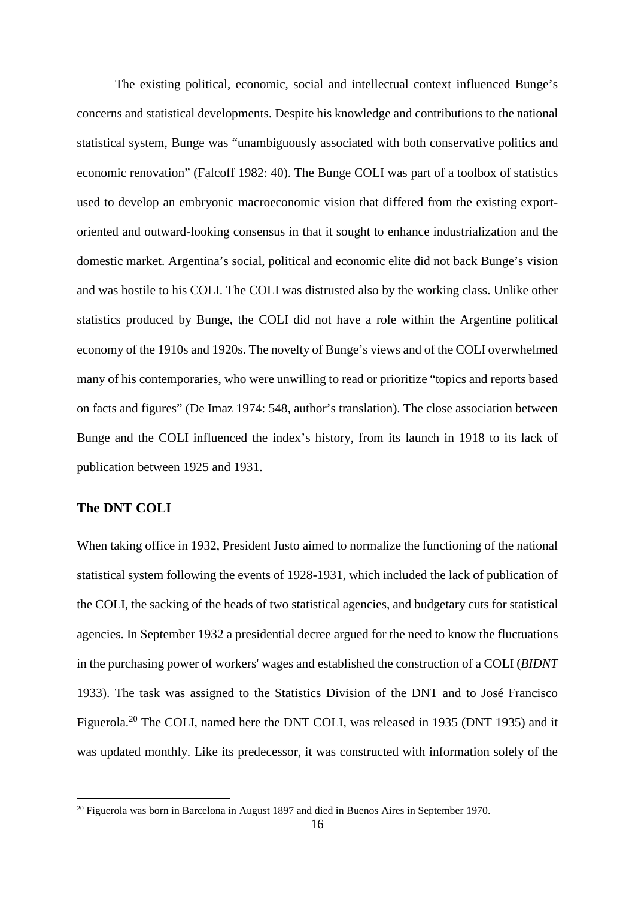The existing political, economic, social and intellectual context influenced Bunge's concerns and statistical developments. Despite his knowledge and contributions to the national statistical system, Bunge was "unambiguously associated with both conservative politics and economic renovation" (Falcoff 1982: 40). The Bunge COLI was part of a toolbox of statistics used to develop an embryonic macroeconomic vision that differed from the existing export-oriented and outward-looking consensus in that it sought to enhance industrialization and the domestic market. Argentina's social, political and economic elite did not back Bunge's vision and was hostile to his COLI. The COLI was distrusted also by the working class. Unlike other statistics produced by Bunge, the COLI did not have a role within the Argentine political economy of the 1910s and 1920s. The novelty of Bunge's views and of the COLI overwhelmed many of his contemporaries, who were unwilling to read or prioritize "topics and reports based on facts and figures" (De Imaz 1974: 548, author's translation). The close association between Bunge and the COLI influenced the index's history, from its launch in 1918 to its lack of publication between 1925 and 1931.

### The DNT COLI

When taking office in 1932, President Justo aimed to normalize the functioning of the national statistical system following the events of 1928-1931, which included the lack of publication of the COLI, the sacking of the heads of two statistical agencies, and budgetary cuts for statistical agencies. In September 1932 a presidential decree argued for the need to know the fluctuations in the purchasing power of workers' wages and established the construction of a COLI (*BIDNT* 1933). The task was assigned to the Statistics Division of the DNT and to José Francisco Figuerola.[20] The COLI, named here the DNT COLI, was released in 1935 (DNT 1935) and it was updated monthly. Like its predecessor, it was constructed with information solely of the

[20] Figuerola was born in Barcelona in August 1897 and died in Buenos Aires in September 1970.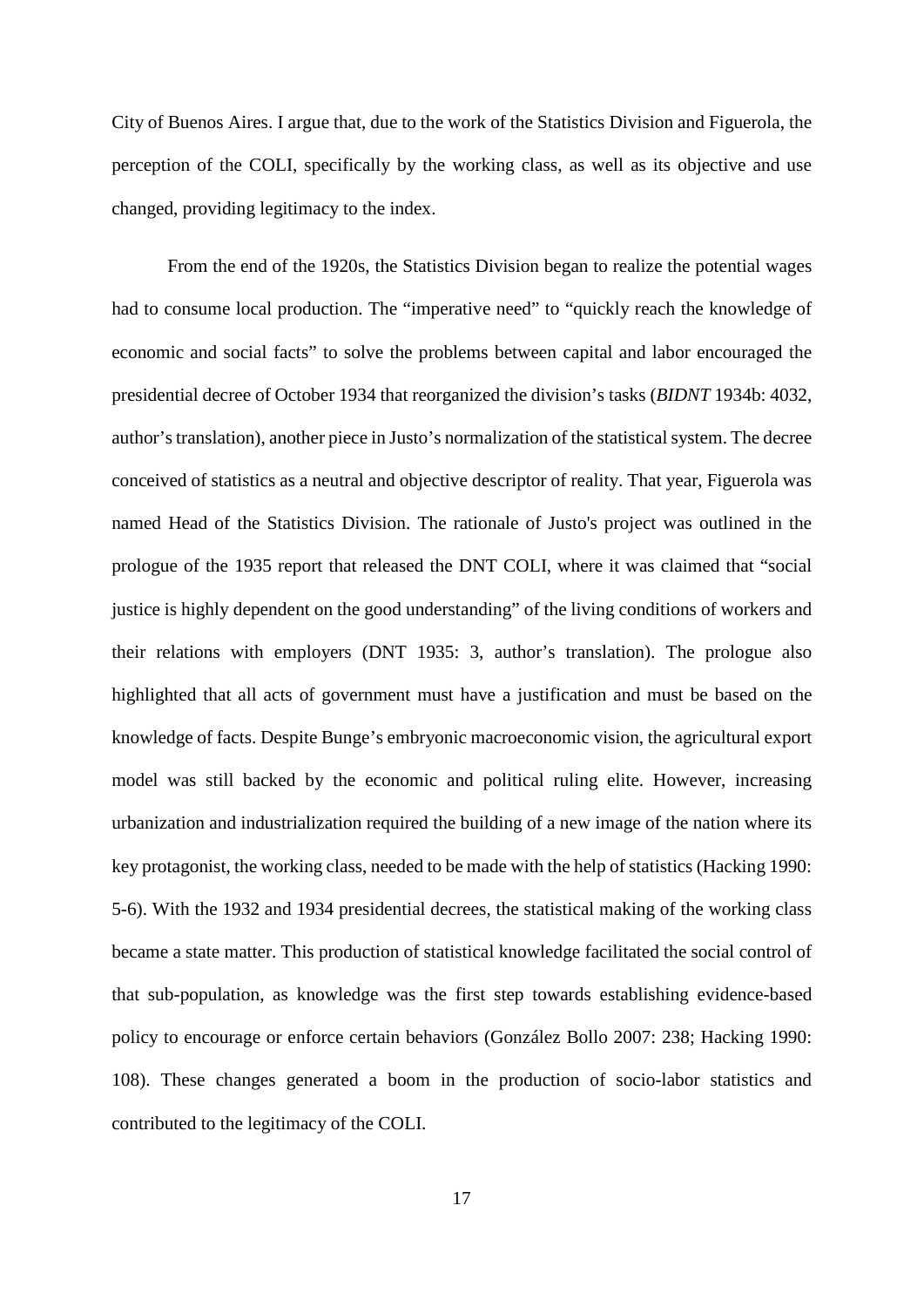City of Buenos Aires. I argue that, due to the work of the Statistics Division and Figuerola, the perception of the COLI, specifically by the working class, as well as its objective and use changed, providing legitimacy to the index.

From the end of the 1920s, the Statistics Division began to realize the potential wages had to consume local production. The "imperative need" to "quickly reach the knowledge of economic and social facts" to solve the problems between capital and labor encouraged the presidential decree of October 1934 that reorganized the division's tasks (*BIDNT* 1934b: 4032, author's translation), another piece in Justo's normalization of the statistical system. The decree conceived of statistics as a neutral and objective descriptor of reality. That year, Figuerola was named Head of the Statistics Division. The rationale of Justo's project was outlined in the prologue of the 1935 report that released the DNT COLI, where it was claimed that "social justice is highly dependent on the good understanding" of the living conditions of workers and their relations with employers (DNT 1935: 3, author's translation). The prologue also highlighted that all acts of government must have a justification and must be based on the knowledge of facts. Despite Bunge's embryonic macroeconomic vision, the agricultural export model was still backed by the economic and political ruling elite. However, increasing urbanization and industrialization required the building of a new image of the nation where its key protagonist, the working class, needed to be made with the help of statistics (Hacking 1990: 5-6). With the 1932 and 1934 presidential decrees, the statistical making of the working class became a state matter. This production of statistical knowledge facilitated the social control of that sub-population, as knowledge was the first step towards establishing evidence-based policy to encourage or enforce certain behaviors (González Bollo 2007: 238; Hacking 1990: 108). These changes generated a boom in the production of socio-labor statistics and contributed to the legitimacy of the COLI.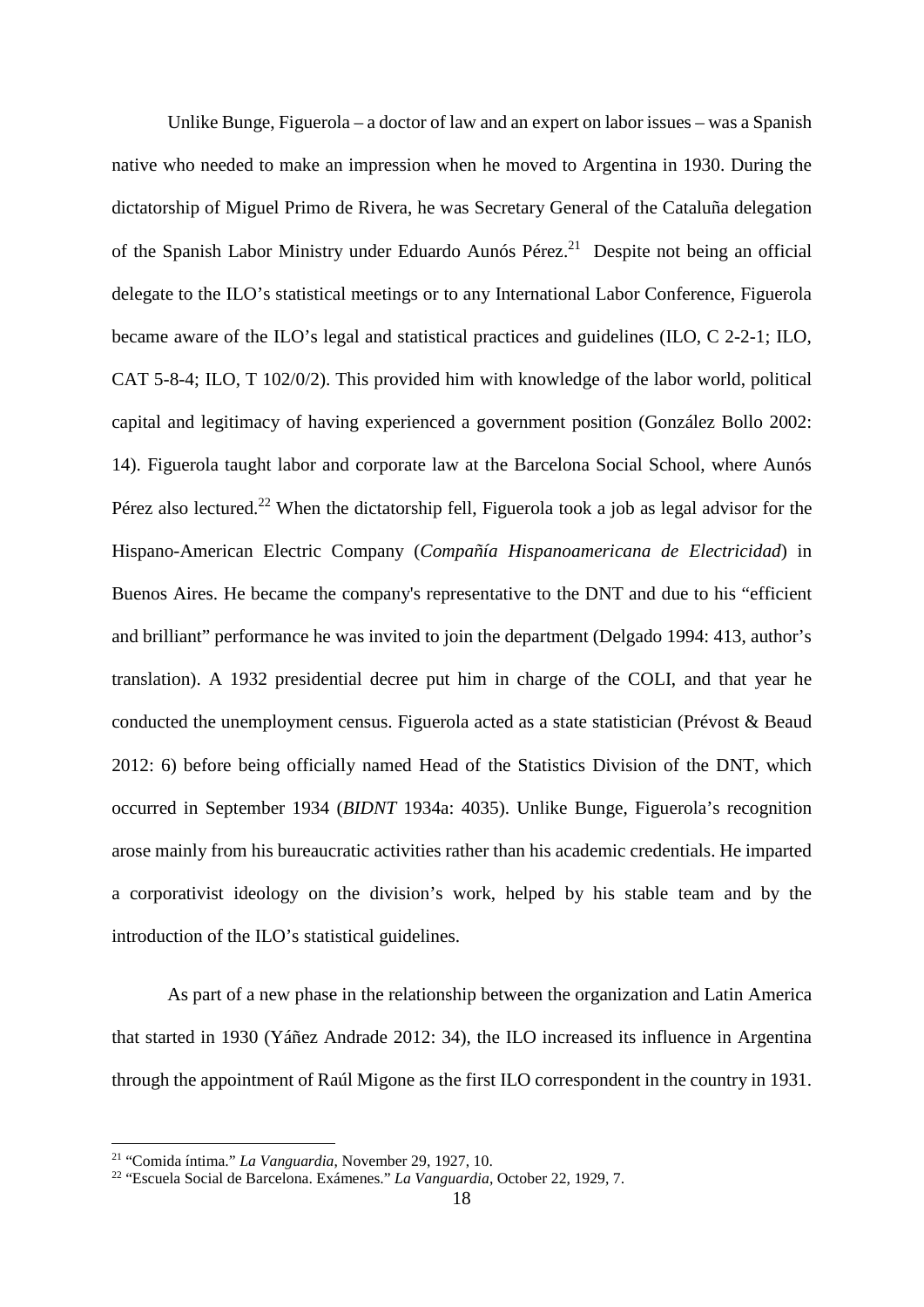Unlike Bunge, Figuerola – a doctor of law and an expert on labor issues – was a Spanish native who needed to make an impression when he moved to Argentina in 1930. During the dictatorship of Miguel Primo de Rivera, he was Secretary General of the Cataluña delegation of the Spanish Labor Ministry under Eduardo Aunós Pérez.[21] Despite not being an official delegate to the ILO's statistical meetings or to any International Labor Conference, Figuerola became aware of the ILO's legal and statistical practices and guidelines (ILO, C 2-2-1; ILO, CAT 5-8-4; ILO, T 102/0/2). This provided him with knowledge of the labor world, political capital and legitimacy of having experienced a government position (González Bollo 2002: 14). Figuerola taught labor and corporate law at the Barcelona Social School, where Aunós Pérez also lectured.[22] When the dictatorship fell, Figuerola took a job as legal advisor for the Hispano-American Electric Company (*Compañía Hispanoamericana de Electricidad*) in Buenos Aires. He became the company's representative to the DNT and due to his "efficient and brilliant" performance he was invited to join the department (Delgado 1994: 413, author's translation). A 1932 presidential decree put him in charge of the COLI, and that year he conducted the unemployment census. Figuerola acted as a state statistician (Prévost & Beaud 2012: 6) before being officially named Head of the Statistics Division of the DNT, which occurred in September 1934 (*BIDNT* 1934a: 4035). Unlike Bunge, Figuerola's recognition arose mainly from his bureaucratic activities rather than his academic credentials. He imparted a corporativist ideology on the division's work, helped by his stable team and by the introduction of the ILO's statistical guidelines.

As part of a new phase in the relationship between the organization and Latin America that started in 1930 (Yáñez Andrade 2012: 34), the ILO increased its influence in Argentina through the appointment of Raúl Migone as the first ILO correspondent in the country in 1931.

[21] "Comida íntima." *La Vanguardia*, November 29, 1927, 10.

[22] "Escuela Social de Barcelona. Exámenes." *La Vanguardia*, October 22, 1929, 7.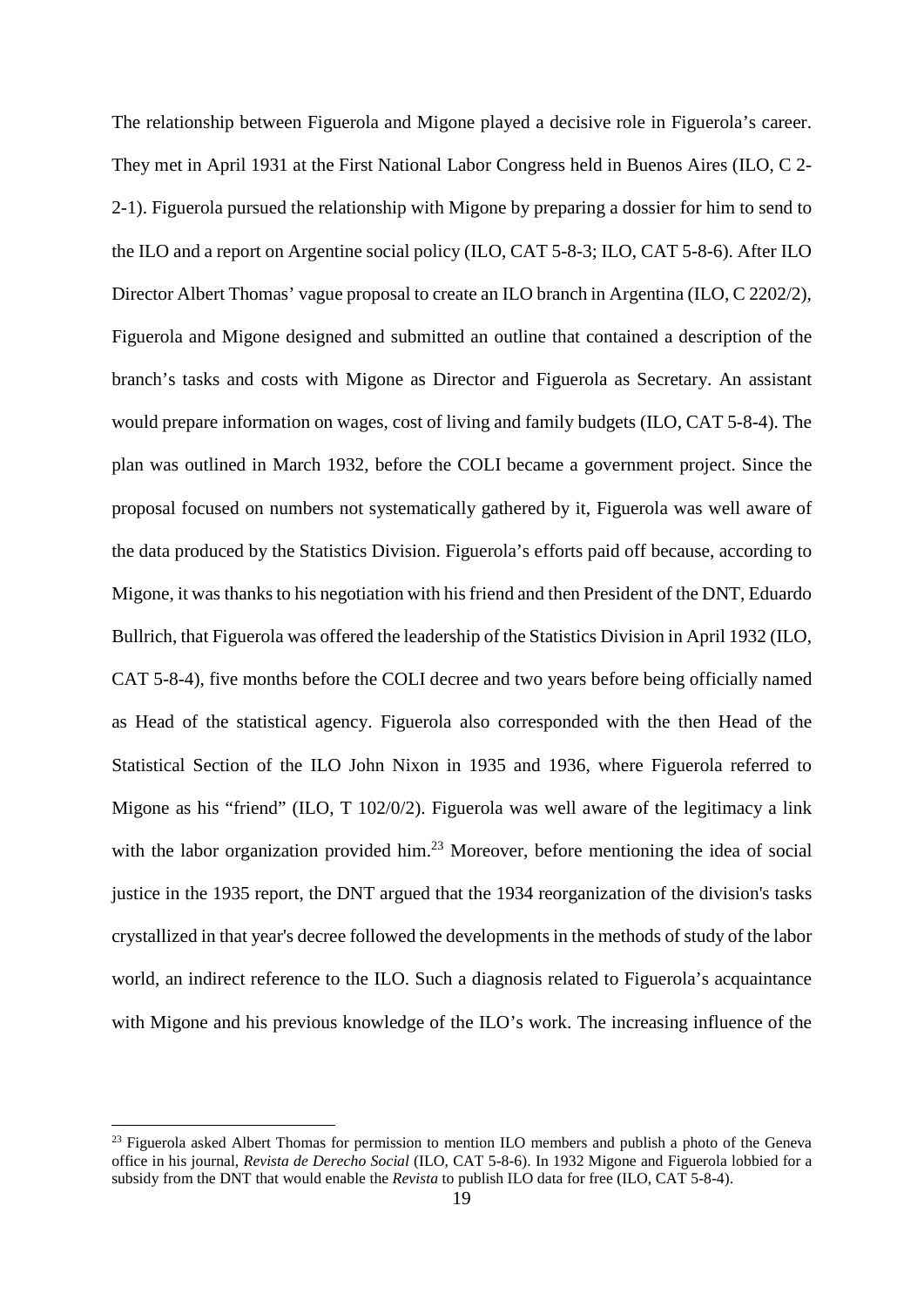The relationship between Figuerola and Migone played a decisive role in Figuerola's career. They met in April 1931 at the First National Labor Congress held in Buenos Aires (ILO, C 2-2-1). Figuerola pursued the relationship with Migone by preparing a dossier for him to send to the ILO and a report on Argentine social policy (ILO, CAT 5-8-3; ILO, CAT 5-8-6). After ILO Director Albert Thomas' vague proposal to create an ILO branch in Argentina (ILO, C 2202/2), Figuerola and Migone designed and submitted an outline that contained a description of the branch's tasks and costs with Migone as Director and Figuerola as Secretary. An assistant would prepare information on wages, cost of living and family budgets (ILO, CAT 5-8-4). The plan was outlined in March 1932, before the COLI became a government project. Since the proposal focused on numbers not systematically gathered by it, Figuerola was well aware of the data produced by the Statistics Division. Figuerola's efforts paid off because, according to Migone, it was thanks to his negotiation with his friend and then President of the DNT, Eduardo Bullrich, that Figuerola was offered the leadership of the Statistics Division in April 1932 (ILO, CAT 5-8-4), five months before the COLI decree and two years before being officially named as Head of the statistical agency. Figuerola also corresponded with the then Head of the Statistical Section of the ILO John Nixon in 1935 and 1936, where Figuerola referred to Migone as his "friend" (ILO, T 102/0/2). Figuerola was well aware of the legitimacy a link with the labor organization provided him.[23] Moreover, before mentioning the idea of social justice in the 1935 report, the DNT argued that the 1934 reorganization of the division's tasks crystallized in that year's decree followed the developments in the methods of study of the labor world, an indirect reference to the ILO. Such a diagnosis related to Figuerola's acquaintance with Migone and his previous knowledge of the ILO's work. The increasing influence of the

[23] Figuerola asked Albert Thomas for permission to mention ILO members and publish a photo of the Geneva office in his journal, *Revista de Derecho Social* (ILO, CAT 5-8-6). In 1932 Migone and Figuerola lobbied for a subsidy from the DNT that would enable the *Revista* to publish ILO data for free (ILO, CAT 5-8-4).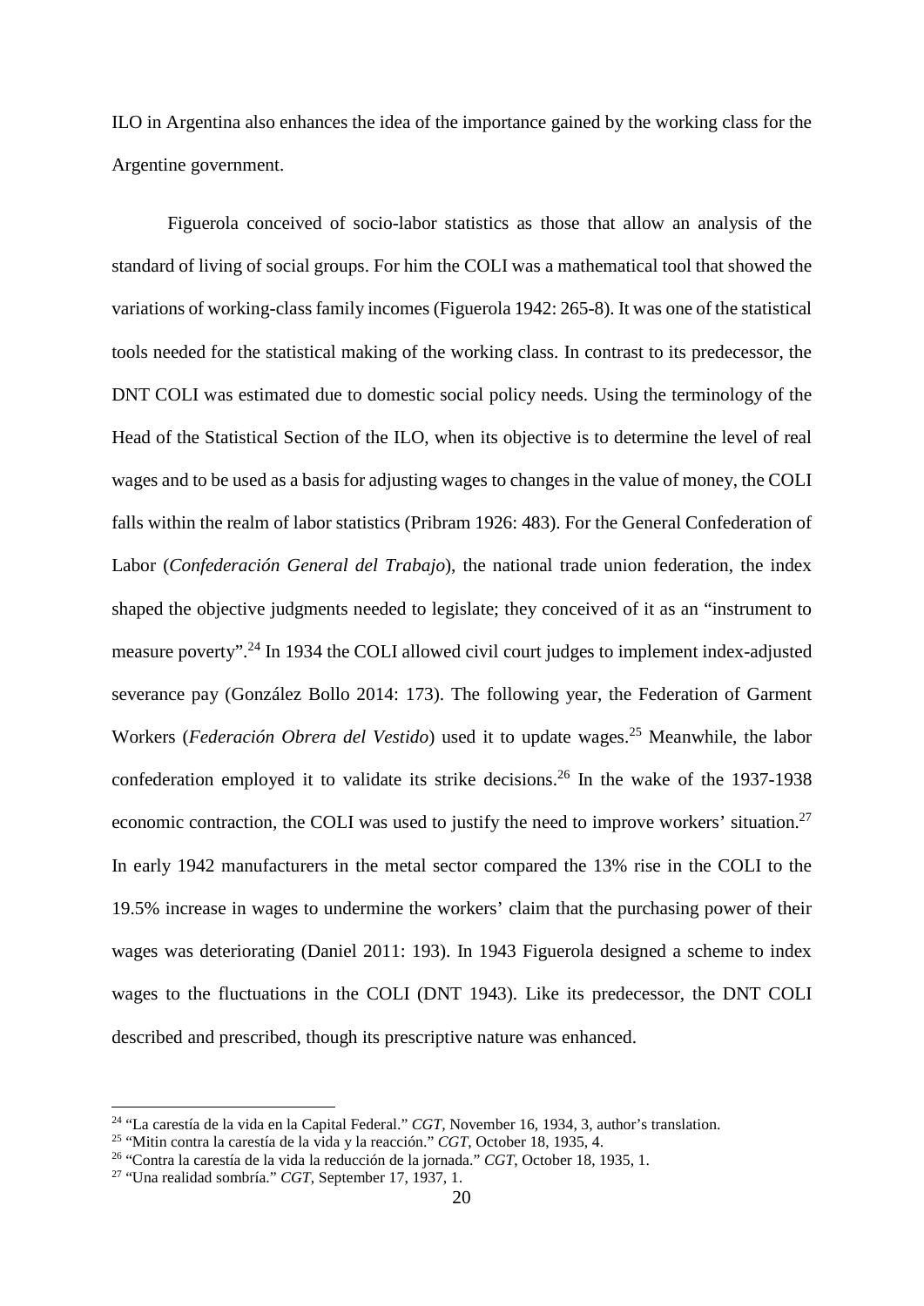ILO in Argentina also enhances the idea of the importance gained by the working class for the Argentine government.

Figuerola conceived of socio-labor statistics as those that allow an analysis of the standard of living of social groups. For him the COLI was a mathematical tool that showed the variations of working-class family incomes (Figuerola 1942: 265-8). It was one of the statistical tools needed for the statistical making of the working class. In contrast to its predecessor, the DNT COLI was estimated due to domestic social policy needs. Using the terminology of the Head of the Statistical Section of the ILO, when its objective is to determine the level of real wages and to be used as a basis for adjusting wages to changes in the value of money, the COLI falls within the realm of labor statistics (Pribram 1926: 483). For the General Confederation of Labor (*Confederación General del Trabajo*), the national trade union federation, the index shaped the objective judgments needed to legislate; they conceived of it as an "instrument to measure poverty".[24] In 1934 the COLI allowed civil court judges to implement index-adjusted severance pay (González Bollo 2014: 173). The following year, the Federation of Garment Workers (*Federación Obrera del Vestido*) used it to update wages.[25] Meanwhile, the labor confederation employed it to validate its strike decisions.[26] In the wake of the 1937-1938 economic contraction, the COLI was used to justify the need to improve workers' situation.[27] In early 1942 manufacturers in the metal sector compared the 13% rise in the COLI to the 19.5% increase in wages to undermine the workers' claim that the purchasing power of their wages was deteriorating (Daniel 2011: 193). In 1943 Figuerola designed a scheme to index wages to the fluctuations in the COLI (DNT 1943). Like its predecessor, the DNT COLI described and prescribed, though its prescriptive nature was enhanced.

---

[24] "La carestía de la vida en la Capital Federal." *CGT*, November 16, 1934, 3, author's translation.

[25] "Mitin contra la carestía de la vida y la reacción." *CGT*, October 18, 1935, 4.

[26] "Contra la carestía de la vida la reducción de la jornada." *CGT*, October 18, 1935, 1.

[27] "Una realidad sombría." *CGT*, September 17, 1937, 1.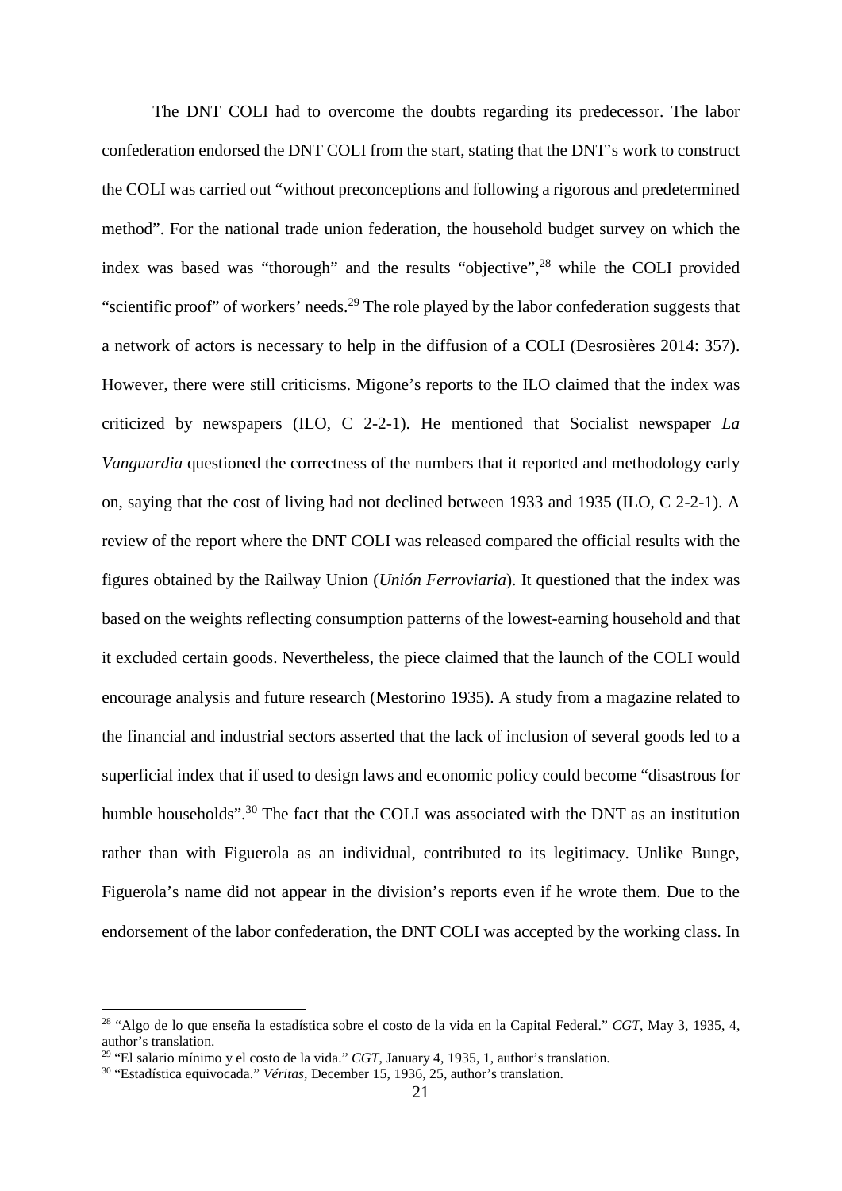The DNT COLI had to overcome the doubts regarding its predecessor. The labor confederation endorsed the DNT COLI from the start, stating that the DNT's work to construct the COLI was carried out "without preconceptions and following a rigorous and predetermined method". For the national trade union federation, the household budget survey on which the index was based was "thorough" and the results "objective",[28] while the COLI provided "scientific proof" of workers' needs.[29] The role played by the labor confederation suggests that a network of actors is necessary to help in the diffusion of a COLI (Desrosières 2014: 357). However, there were still criticisms. Migone's reports to the ILO claimed that the index was criticized by newspapers (ILO, C 2-2-1). He mentioned that Socialist newspaper *La Vanguardia* questioned the correctness of the numbers that it reported and methodology early on, saying that the cost of living had not declined between 1933 and 1935 (ILO, C 2-2-1). A review of the report where the DNT COLI was released compared the official results with the figures obtained by the Railway Union (*Unión Ferroviaria*). It questioned that the index was based on the weights reflecting consumption patterns of the lowest-earning household and that it excluded certain goods. Nevertheless, the piece claimed that the launch of the COLI would encourage analysis and future research (Mestorino 1935). A study from a magazine related to the financial and industrial sectors asserted that the lack of inclusion of several goods led to a superficial index that if used to design laws and economic policy could become "disastrous for humble households".[30] The fact that the COLI was associated with the DNT as an institution rather than with Figuerola as an individual, contributed to its legitimacy. Unlike Bunge, Figuerola's name did not appear in the division's reports even if he wrote them. Due to the endorsement of the labor confederation, the DNT COLI was accepted by the working class. In

---

[28] "Algo de lo que enseña la estadística sobre el costo de la vida en la Capital Federal." *CGT*, May 3, 1935, 4, author's translation.

[29] "El salario mínimo y el costo de la vida." *CGT*, January 4, 1935, 1, author's translation.

[30] "Estadística equivocada." *Véritas*, December 15, 1936, 25, author's translation.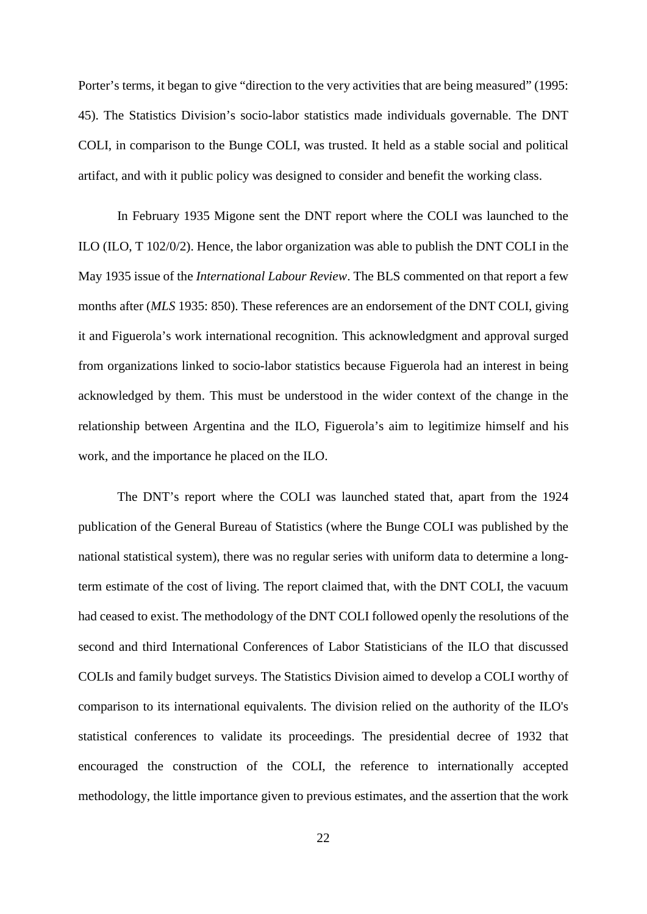Porter's terms, it began to give "direction to the very activities that are being measured" (1995: 45). The Statistics Division's socio-labor statistics made individuals governable. The DNT COLI, in comparison to the Bunge COLI, was trusted. It held as a stable social and political artifact, and with it public policy was designed to consider and benefit the working class.

In February 1935 Migone sent the DNT report where the COLI was launched to the ILO (ILO, T 102/0/2). Hence, the labor organization was able to publish the DNT COLI in the May 1935 issue of the *International Labour Review*. The BLS commented on that report a few months after (*MLS* 1935: 850). These references are an endorsement of the DNT COLI, giving it and Figuerola's work international recognition. This acknowledgment and approval surged from organizations linked to socio-labor statistics because Figuerola had an interest in being acknowledged by them. This must be understood in the wider context of the change in the relationship between Argentina and the ILO, Figuerola's aim to legitimize himself and his work, and the importance he placed on the ILO.

The DNT's report where the COLI was launched stated that, apart from the 1924 publication of the General Bureau of Statistics (where the Bunge COLI was published by the national statistical system), there was no regular series with uniform data to determine a long-term estimate of the cost of living. The report claimed that, with the DNT COLI, the vacuum had ceased to exist. The methodology of the DNT COLI followed openly the resolutions of the second and third International Conferences of Labor Statisticians of the ILO that discussed COLIs and family budget surveys. The Statistics Division aimed to develop a COLI worthy of comparison to its international equivalents. The division relied on the authority of the ILO's statistical conferences to validate its proceedings. The presidential decree of 1932 that encouraged the construction of the COLI, the reference to internationally accepted methodology, the little importance given to previous estimates, and the assertion that the work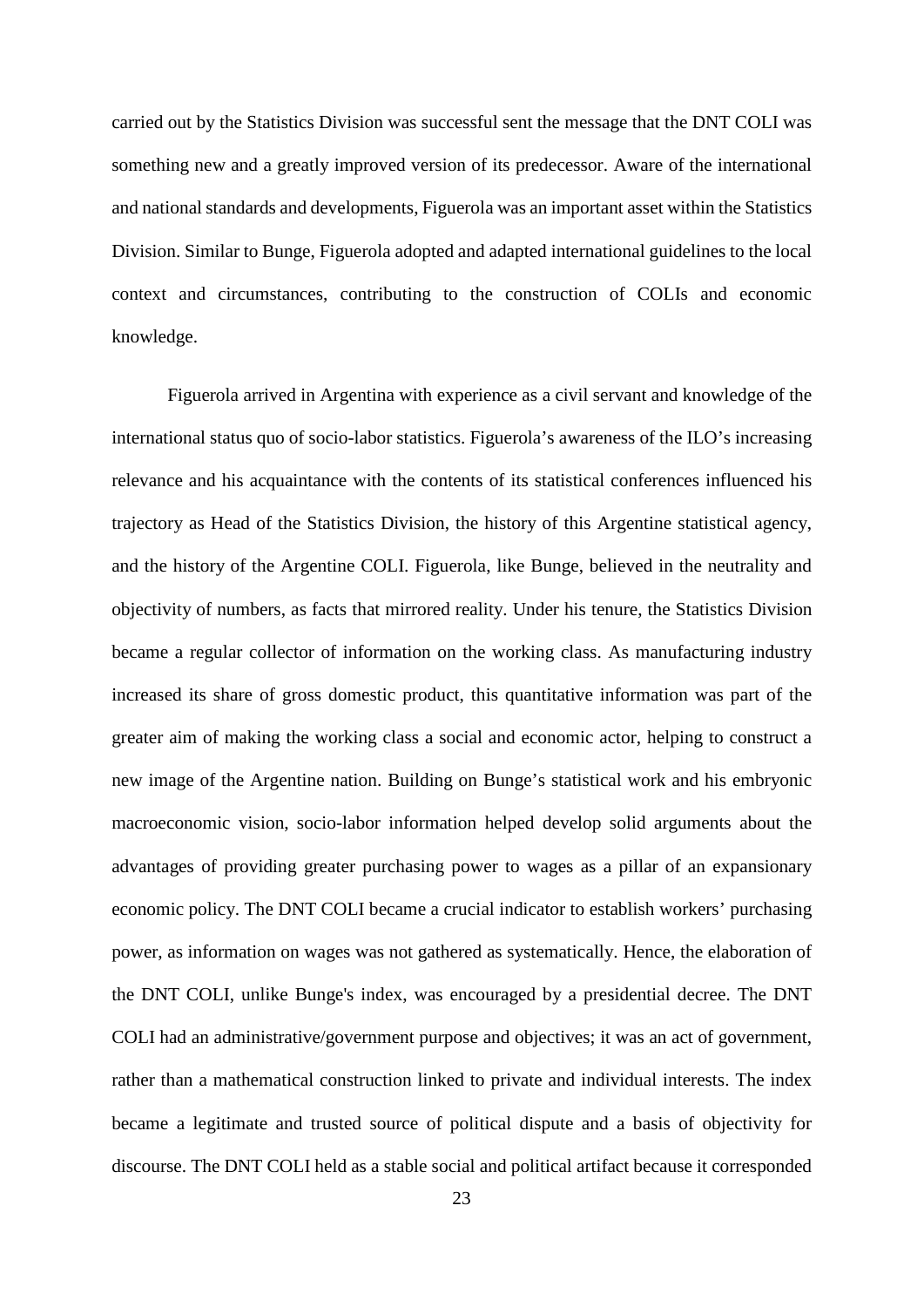carried out by the Statistics Division was successful sent the message that the DNT COLI was something new and a greatly improved version of its predecessor. Aware of the international and national standards and developments, Figuerola was an important asset within the Statistics Division. Similar to Bunge, Figuerola adopted and adapted international guidelines to the local context and circumstances, contributing to the construction of COLIs and economic knowledge.

Figuerola arrived in Argentina with experience as a civil servant and knowledge of the international status quo of socio-labor statistics. Figuerola's awareness of the ILO's increasing relevance and his acquaintance with the contents of its statistical conferences influenced his trajectory as Head of the Statistics Division, the history of this Argentine statistical agency, and the history of the Argentine COLI. Figuerola, like Bunge, believed in the neutrality and objectivity of numbers, as facts that mirrored reality. Under his tenure, the Statistics Division became a regular collector of information on the working class. As manufacturing industry increased its share of gross domestic product, this quantitative information was part of the greater aim of making the working class a social and economic actor, helping to construct a new image of the Argentine nation. Building on Bunge's statistical work and his embryonic macroeconomic vision, socio-labor information helped develop solid arguments about the advantages of providing greater purchasing power to wages as a pillar of an expansionary economic policy. The DNT COLI became a crucial indicator to establish workers' purchasing power, as information on wages was not gathered as systematically. Hence, the elaboration of the DNT COLI, unlike Bunge's index, was encouraged by a presidential decree. The DNT COLI had an administrative/government purpose and objectives; it was an act of government, rather than a mathematical construction linked to private and individual interests. The index became a legitimate and trusted source of political dispute and a basis of objectivity for discourse. The DNT COLI held as a stable social and political artifact because it corresponded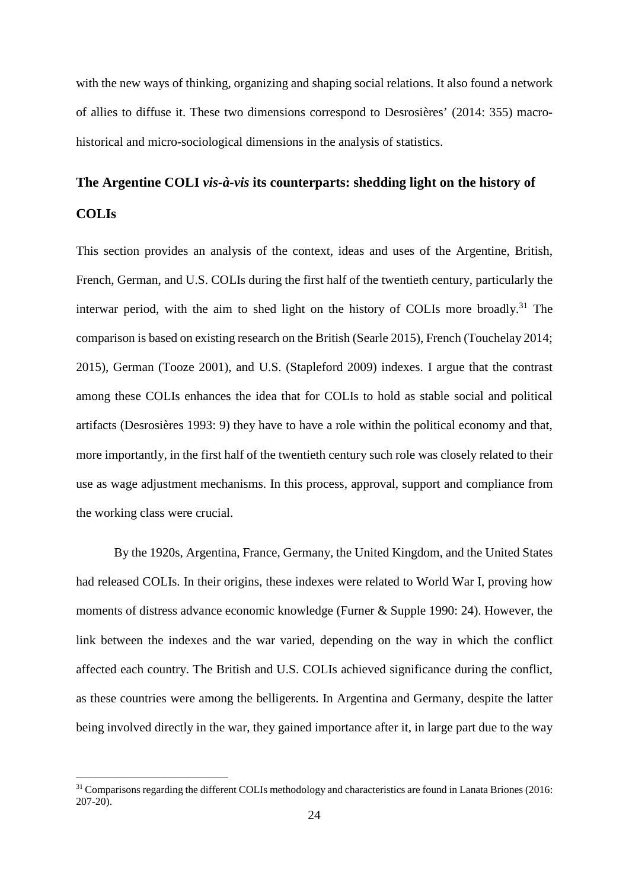with the new ways of thinking, organizing and shaping social relations. It also found a network of allies to diffuse it. These two dimensions correspond to Desrosières' (2014: 355) macro-historical and micro-sociological dimensions in the analysis of statistics.

## The Argentine COLI *vis-à-vis* its counterparts: shedding light on the history of COLIs

This section provides an analysis of the context, ideas and uses of the Argentine, British, French, German, and U.S. COLIs during the first half of the twentieth century, particularly the interwar period, with the aim to shed light on the history of COLIs more broadly.[31] The comparison is based on existing research on the British (Searle 2015), French (Touchelay 2014; 2015), German (Tooze 2001), and U.S. (Stapleford 2009) indexes. I argue that the contrast among these COLIs enhances the idea that for COLIs to hold as stable social and political artifacts (Desrosières 1993: 9) they have to have a role within the political economy and that, more importantly, in the first half of the twentieth century such role was closely related to their use as wage adjustment mechanisms. In this process, approval, support and compliance from the working class were crucial.

By the 1920s, Argentina, France, Germany, the United Kingdom, and the United States had released COLIs. In their origins, these indexes were related to World War I, proving how moments of distress advance economic knowledge (Furner & Supple 1990: 24). However, the link between the indexes and the war varied, depending on the way in which the conflict affected each country. The British and U.S. COLIs achieved significance during the conflict, as these countries were among the belligerents. In Argentina and Germany, despite the latter being involved directly in the war, they gained importance after it, in large part due to the way

[31] Comparisons regarding the different COLIs methodology and characteristics are found in Lanata Briones (2016: 207-20).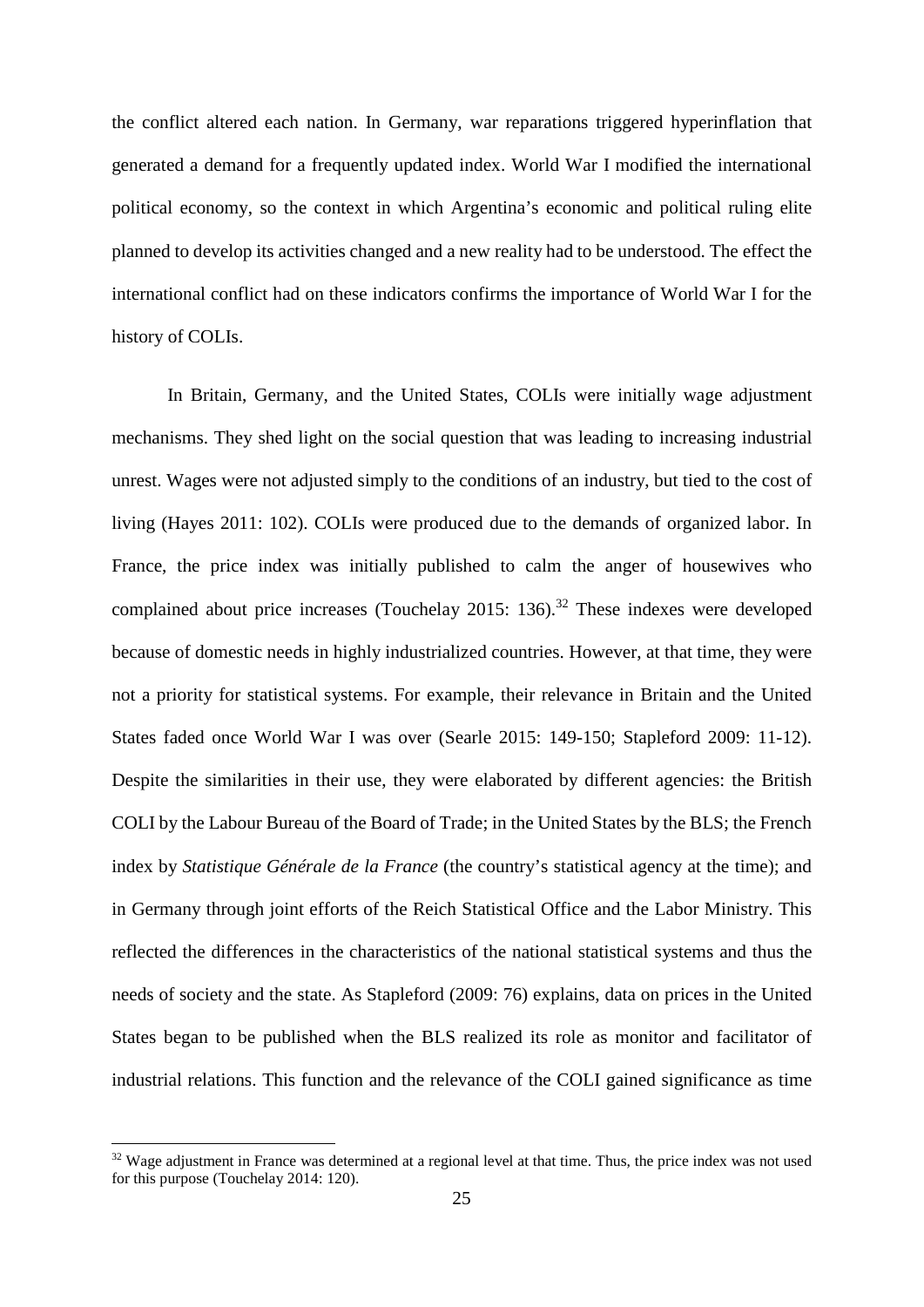the conflict altered each nation. In Germany, war reparations triggered hyperinflation that generated a demand for a frequently updated index. World War I modified the international political economy, so the context in which Argentina's economic and political ruling elite planned to develop its activities changed and a new reality had to be understood. The effect the international conflict had on these indicators confirms the importance of World War I for the history of COLIs.

In Britain, Germany, and the United States, COLIs were initially wage adjustment mechanisms. They shed light on the social question that was leading to increasing industrial unrest. Wages were not adjusted simply to the conditions of an industry, but tied to the cost of living (Hayes 2011: 102). COLIs were produced due to the demands of organized labor. In France, the price index was initially published to calm the anger of housewives who complained about price increases (Touchelay 2015: 136).[32] These indexes were developed because of domestic needs in highly industrialized countries. However, at that time, they were not a priority for statistical systems. For example, their relevance in Britain and the United States faded once World War I was over (Searle 2015: 149-150; Stapleford 2009: 11-12). Despite the similarities in their use, they were elaborated by different agencies: the British COLI by the Labour Bureau of the Board of Trade; in the United States by the BLS; the French index by *Statistique Générale de la France* (the country's statistical agency at the time); and in Germany through joint efforts of the Reich Statistical Office and the Labor Ministry. This reflected the differences in the characteristics of the national statistical systems and thus the needs of society and the state. As Stapleford (2009: 76) explains, data on prices in the United States began to be published when the BLS realized its role as monitor and facilitator of industrial relations. This function and the relevance of the COLI gained significance as time

[32] Wage adjustment in France was determined at a regional level at that time. Thus, the price index was not used for this purpose (Touchelay 2014: 120).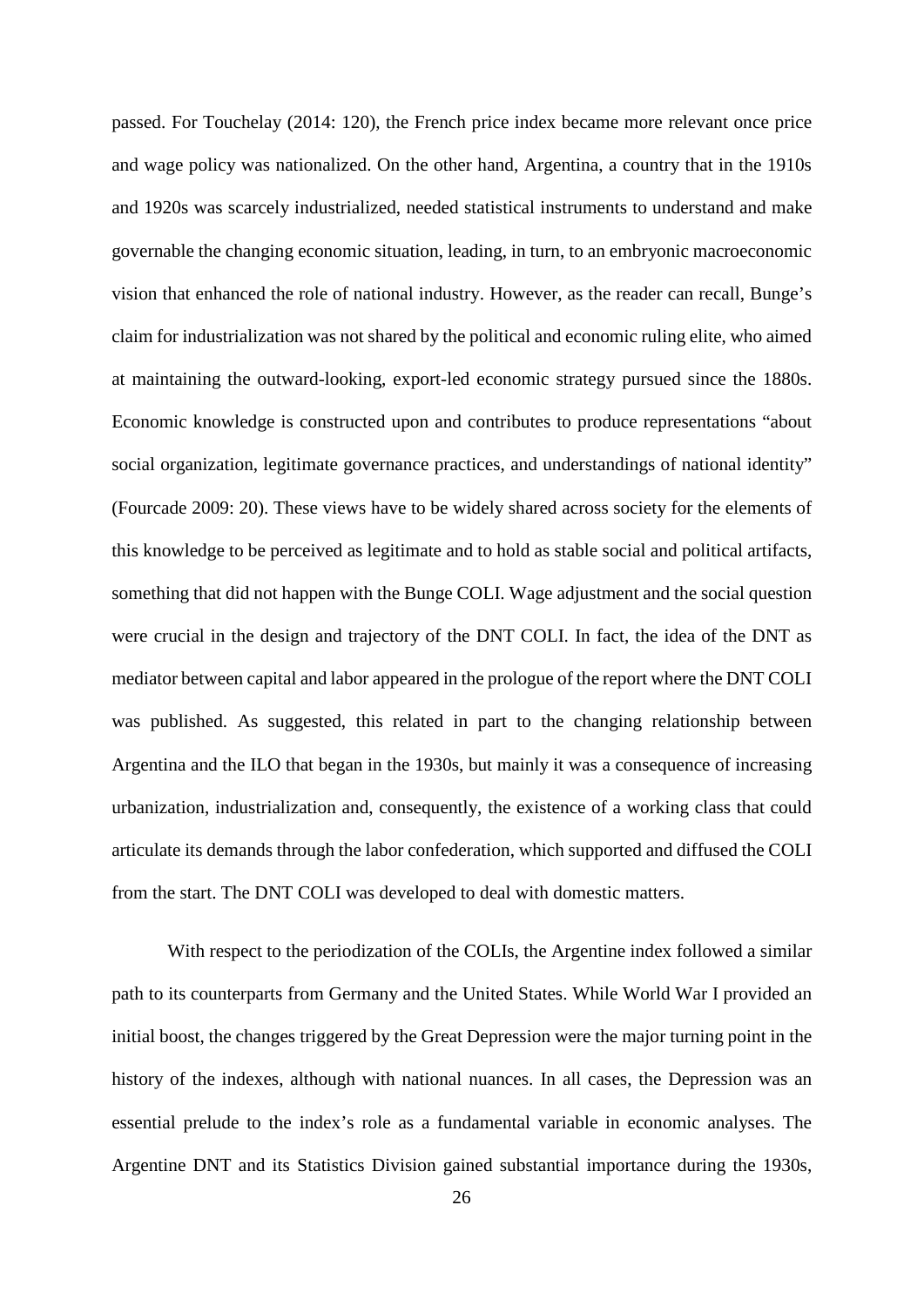passed. For Touchelay (2014: 120), the French price index became more relevant once price and wage policy was nationalized. On the other hand, Argentina, a country that in the 1910s and 1920s was scarcely industrialized, needed statistical instruments to understand and make governable the changing economic situation, leading, in turn, to an embryonic macroeconomic vision that enhanced the role of national industry. However, as the reader can recall, Bunge's claim for industrialization was not shared by the political and economic ruling elite, who aimed at maintaining the outward-looking, export-led economic strategy pursued since the 1880s. Economic knowledge is constructed upon and contributes to produce representations "about social organization, legitimate governance practices, and understandings of national identity" (Fourcade 2009: 20). These views have to be widely shared across society for the elements of this knowledge to be perceived as legitimate and to hold as stable social and political artifacts, something that did not happen with the Bunge COLI. Wage adjustment and the social question were crucial in the design and trajectory of the DNT COLI. In fact, the idea of the DNT as mediator between capital and labor appeared in the prologue of the report where the DNT COLI was published. As suggested, this related in part to the changing relationship between Argentina and the ILO that began in the 1930s, but mainly it was a consequence of increasing urbanization, industrialization and, consequently, the existence of a working class that could articulate its demands through the labor confederation, which supported and diffused the COLI from the start. The DNT COLI was developed to deal with domestic matters.

With respect to the periodization of the COLIs, the Argentine index followed a similar path to its counterparts from Germany and the United States. While World War I provided an initial boost, the changes triggered by the Great Depression were the major turning point in the history of the indexes, although with national nuances. In all cases, the Depression was an essential prelude to the index's role as a fundamental variable in economic analyses. The Argentine DNT and its Statistics Division gained substantial importance during the 1930s,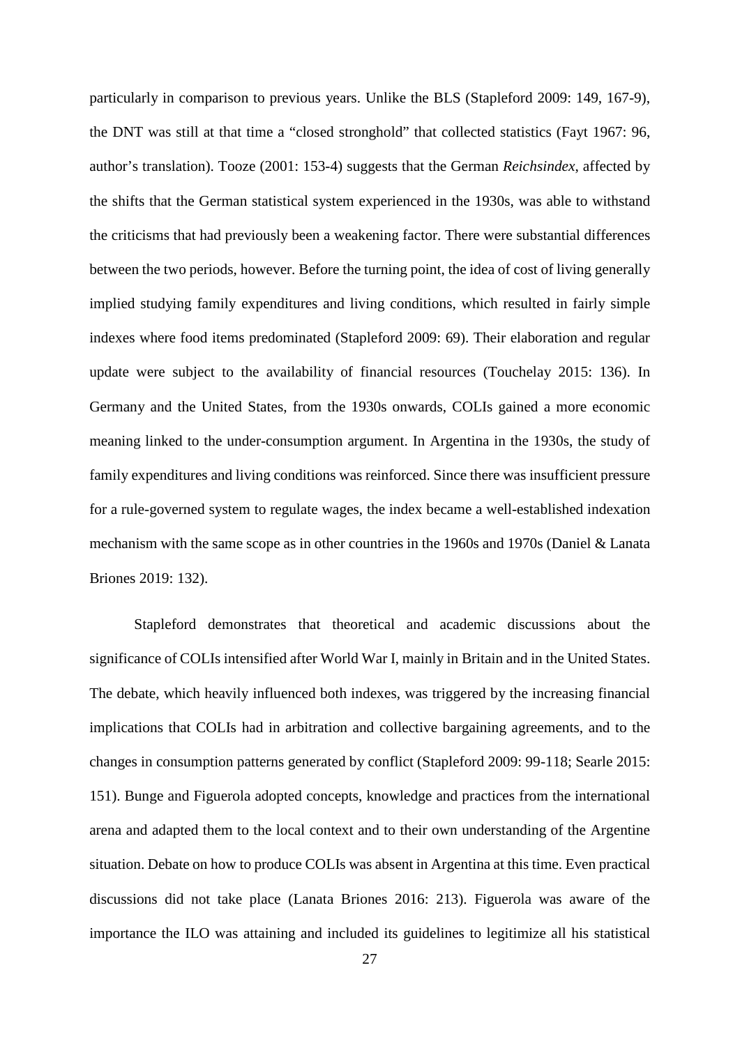particularly in comparison to previous years. Unlike the BLS (Stapleford 2009: 149, 167-9), the DNT was still at that time a "closed stronghold" that collected statistics (Fayt 1967: 96, author's translation). Tooze (2001: 153-4) suggests that the German *Reichsindex*, affected by the shifts that the German statistical system experienced in the 1930s, was able to withstand the criticisms that had previously been a weakening factor. There were substantial differences between the two periods, however. Before the turning point, the idea of cost of living generally implied studying family expenditures and living conditions, which resulted in fairly simple indexes where food items predominated (Stapleford 2009: 69). Their elaboration and regular update were subject to the availability of financial resources (Touchelay 2015: 136). In Germany and the United States, from the 1930s onwards, COLIs gained a more economic meaning linked to the under-consumption argument. In Argentina in the 1930s, the study of family expenditures and living conditions was reinforced. Since there was insufficient pressure for a rule-governed system to regulate wages, the index became a well-established indexation mechanism with the same scope as in other countries in the 1960s and 1970s (Daniel & Lanata Briones 2019: 132).

Stapleford demonstrates that theoretical and academic discussions about the significance of COLIs intensified after World War I, mainly in Britain and in the United States. The debate, which heavily influenced both indexes, was triggered by the increasing financial implications that COLIs had in arbitration and collective bargaining agreements, and to the changes in consumption patterns generated by conflict (Stapleford 2009: 99-118; Searle 2015: 151). Bunge and Figuerola adopted concepts, knowledge and practices from the international arena and adapted them to the local context and to their own understanding of the Argentine situation. Debate on how to produce COLIs was absent in Argentina at this time. Even practical discussions did not take place (Lanata Briones 2016: 213). Figuerola was aware of the importance the ILO was attaining and included its guidelines to legitimize all his statistical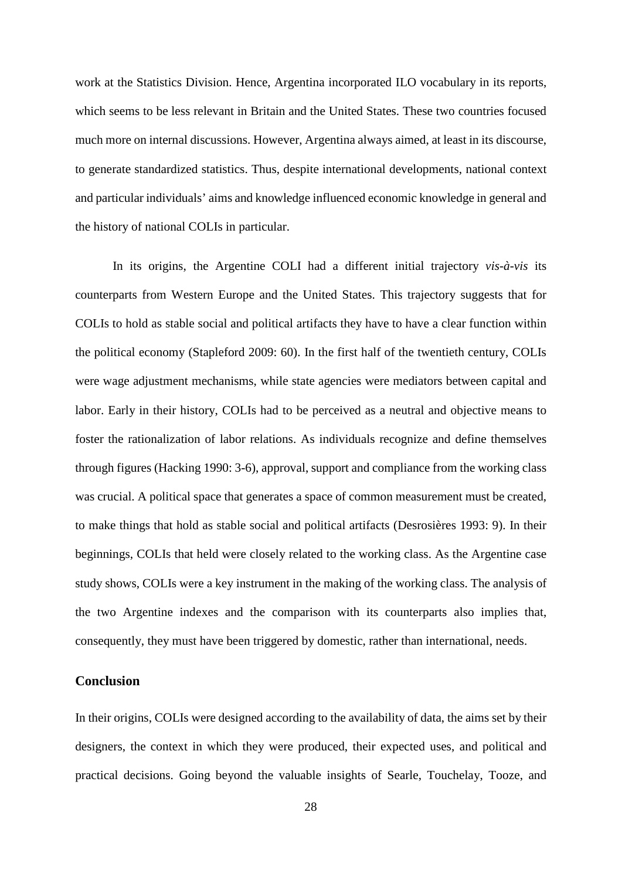work at the Statistics Division. Hence, Argentina incorporated ILO vocabulary in its reports, which seems to be less relevant in Britain and the United States. These two countries focused much more on internal discussions. However, Argentina always aimed, at least in its discourse, to generate standardized statistics. Thus, despite international developments, national context and particular individuals' aims and knowledge influenced economic knowledge in general and the history of national COLIs in particular.

In its origins, the Argentine COLI had a different initial trajectory *vis-à-vis* its counterparts from Western Europe and the United States. This trajectory suggests that for COLIs to hold as stable social and political artifacts they have to have a clear function within the political economy (Stapleford 2009: 60). In the first half of the twentieth century, COLIs were wage adjustment mechanisms, while state agencies were mediators between capital and labor. Early in their history, COLIs had to be perceived as a neutral and objective means to foster the rationalization of labor relations. As individuals recognize and define themselves through figures (Hacking 1990: 3-6), approval, support and compliance from the working class was crucial. A political space that generates a space of common measurement must be created, to make things that hold as stable social and political artifacts (Desrosières 1993: 9). In their beginnings, COLIs that held were closely related to the working class. As the Argentine case study shows, COLIs were a key instrument in the making of the working class. The analysis of the two Argentine indexes and the comparison with its counterparts also implies that, consequently, they must have been triggered by domestic, rather than international, needs.

## Conclusion

In their origins, COLIs were designed according to the availability of data, the aims set by their designers, the context in which they were produced, their expected uses, and political and practical decisions. Going beyond the valuable insights of Searle, Touchelay, Tooze, and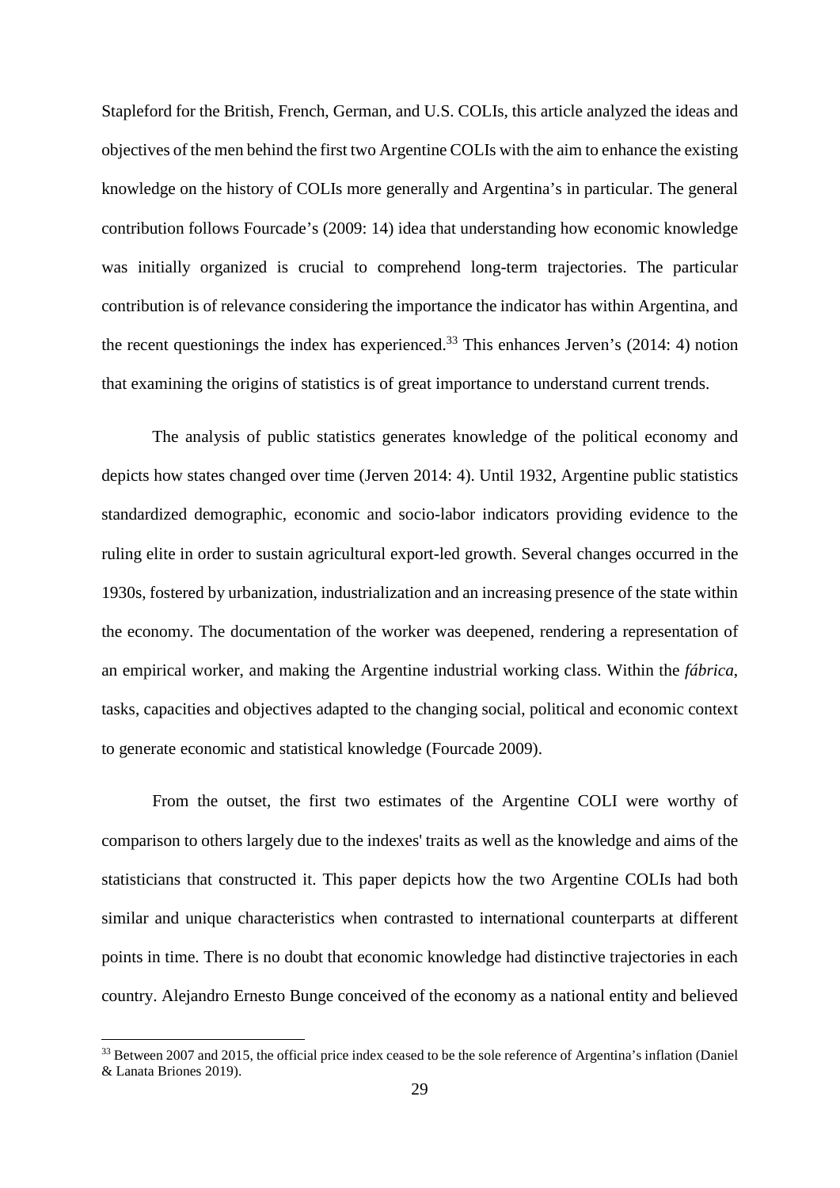Stapleford for the British, French, German, and U.S. COLIs, this article analyzed the ideas and objectives of the men behind the first two Argentine COLIs with the aim to enhance the existing knowledge on the history of COLIs more generally and Argentina's in particular. The general contribution follows Fourcade's (2009: 14) idea that understanding how economic knowledge was initially organized is crucial to comprehend long-term trajectories. The particular contribution is of relevance considering the importance the indicator has within Argentina, and the recent questionings the index has experienced.[33] This enhances Jerven's (2014: 4) notion that examining the origins of statistics is of great importance to understand current trends.

The analysis of public statistics generates knowledge of the political economy and depicts how states changed over time (Jerven 2014: 4). Until 1932, Argentine public statistics standardized demographic, economic and socio-labor indicators providing evidence to the ruling elite in order to sustain agricultural export-led growth. Several changes occurred in the 1930s, fostered by urbanization, industrialization and an increasing presence of the state within the economy. The documentation of the worker was deepened, rendering a representation of an empirical worker, and making the Argentine industrial working class. Within the *fábrica*, tasks, capacities and objectives adapted to the changing social, political and economic context to generate economic and statistical knowledge (Fourcade 2009).

From the outset, the first two estimates of the Argentine COLI were worthy of comparison to others largely due to the indexes' traits as well as the knowledge and aims of the statisticians that constructed it. This paper depicts how the two Argentine COLIs had both similar and unique characteristics when contrasted to international counterparts at different points in time. There is no doubt that economic knowledge had distinctive trajectories in each country. Alejandro Ernesto Bunge conceived of the economy as a national entity and believed

[33] Between 2007 and 2015, the official price index ceased to be the sole reference of Argentina's inflation (Daniel & Lanata Briones 2019).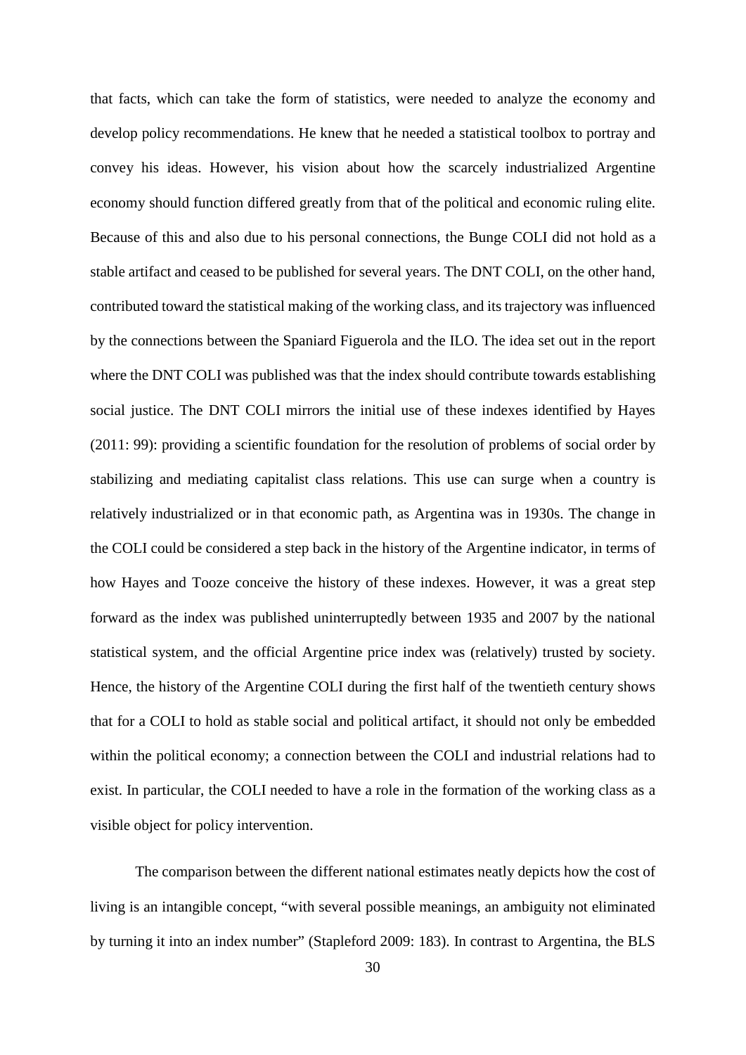that facts, which can take the form of statistics, were needed to analyze the economy and develop policy recommendations. He knew that he needed a statistical toolbox to portray and convey his ideas. However, his vision about how the scarcely industrialized Argentine economy should function differed greatly from that of the political and economic ruling elite. Because of this and also due to his personal connections, the Bunge COLI did not hold as a stable artifact and ceased to be published for several years. The DNT COLI, on the other hand, contributed toward the statistical making of the working class, and its trajectory was influenced by the connections between the Spaniard Figuerola and the ILO. The idea set out in the report where the DNT COLI was published was that the index should contribute towards establishing social justice. The DNT COLI mirrors the initial use of these indexes identified by Hayes (2011: 99): providing a scientific foundation for the resolution of problems of social order by stabilizing and mediating capitalist class relations. This use can surge when a country is relatively industrialized or in that economic path, as Argentina was in 1930s. The change in the COLI could be considered a step back in the history of the Argentine indicator, in terms of how Hayes and Tooze conceive the history of these indexes. However, it was a great step forward as the index was published uninterruptedly between 1935 and 2007 by the national statistical system, and the official Argentine price index was (relatively) trusted by society. Hence, the history of the Argentine COLI during the first half of the twentieth century shows that for a COLI to hold as stable social and political artifact, it should not only be embedded within the political economy; a connection between the COLI and industrial relations had to exist. In particular, the COLI needed to have a role in the formation of the working class as a visible object for policy intervention.

The comparison between the different national estimates neatly depicts how the cost of living is an intangible concept, "with several possible meanings, an ambiguity not eliminated by turning it into an index number" (Stapleford 2009: 183). In contrast to Argentina, the BLS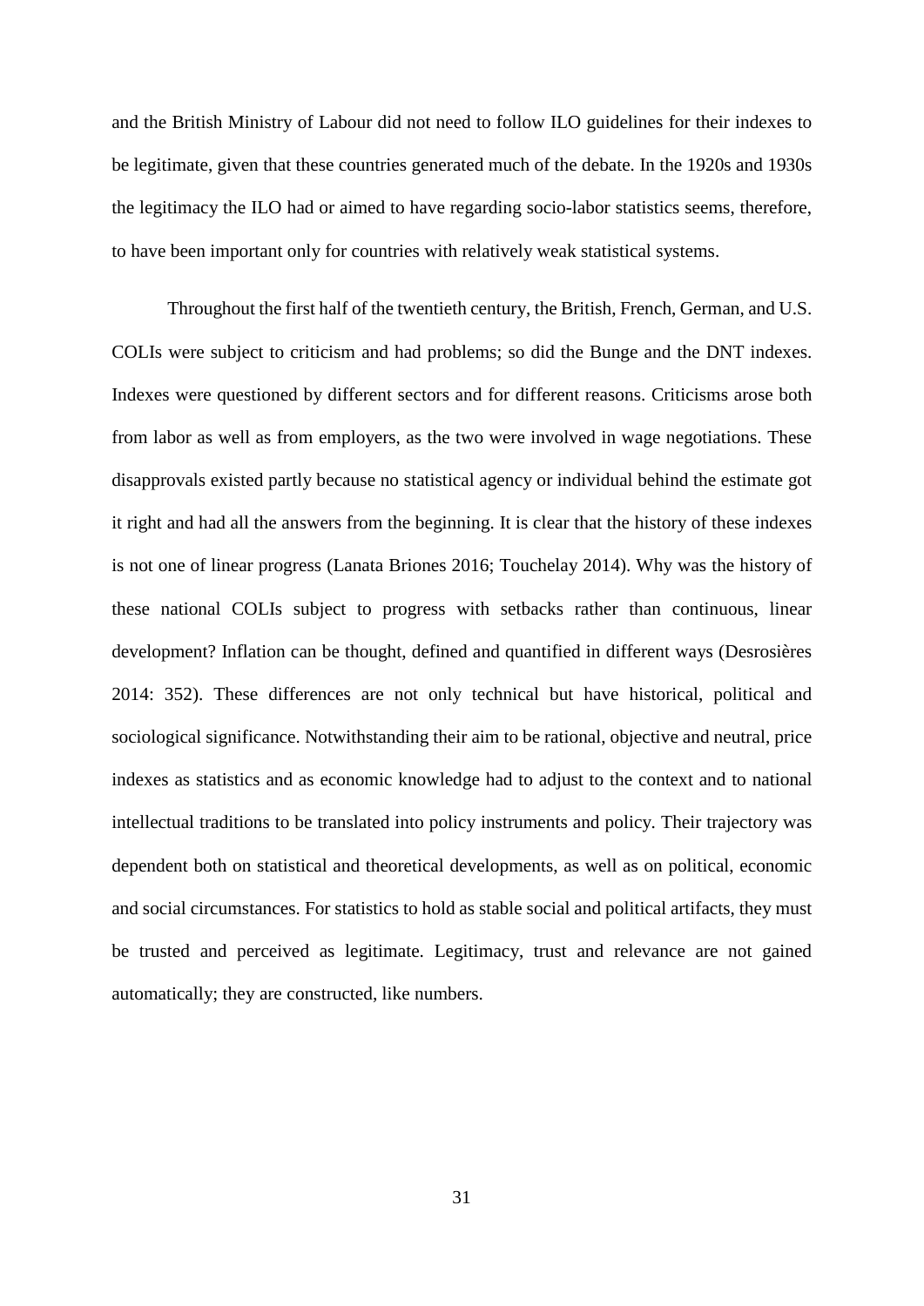and the British Ministry of Labour did not need to follow ILO guidelines for their indexes to be legitimate, given that these countries generated much of the debate. In the 1920s and 1930s the legitimacy the ILO had or aimed to have regarding socio-labor statistics seems, therefore, to have been important only for countries with relatively weak statistical systems.

Throughout the first half of the twentieth century, the British, French, German, and U.S. COLIs were subject to criticism and had problems; so did the Bunge and the DNT indexes. Indexes were questioned by different sectors and for different reasons. Criticisms arose both from labor as well as from employers, as the two were involved in wage negotiations. These disapprovals existed partly because no statistical agency or individual behind the estimate got it right and had all the answers from the beginning. It is clear that the history of these indexes is not one of linear progress (Lanata Briones 2016; Touchelay 2014). Why was the history of these national COLIs subject to progress with setbacks rather than continuous, linear development? Inflation can be thought, defined and quantified in different ways (Desrosières 2014: 352). These differences are not only technical but have historical, political and sociological significance. Notwithstanding their aim to be rational, objective and neutral, price indexes as statistics and as economic knowledge had to adjust to the context and to national intellectual traditions to be translated into policy instruments and policy. Their trajectory was dependent both on statistical and theoretical developments, as well as on political, economic and social circumstances. For statistics to hold as stable social and political artifacts, they must be trusted and perceived as legitimate. Legitimacy, trust and relevance are not gained automatically; they are constructed, like numbers.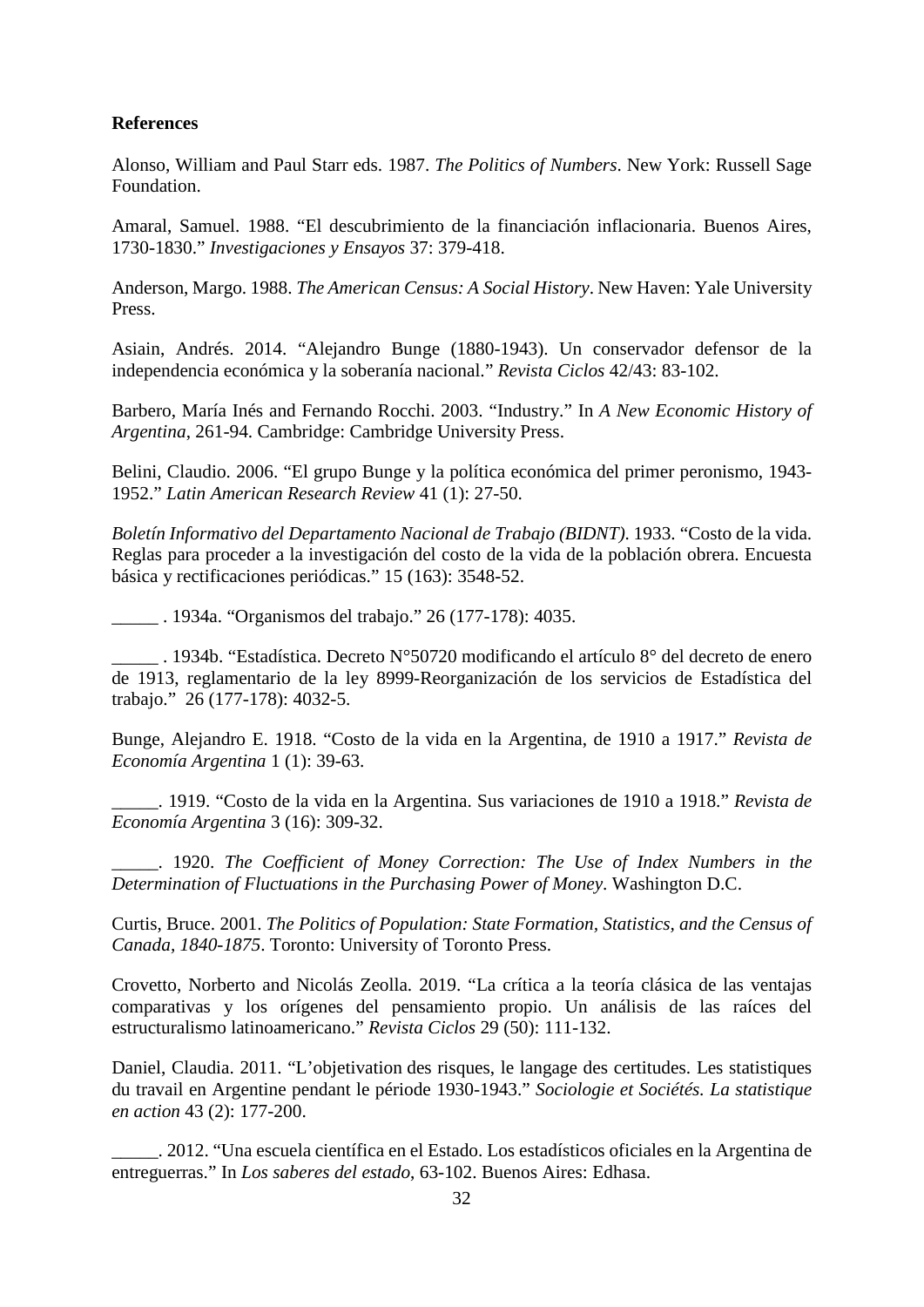**References**

Alonso, William and Paul Starr eds. 1987. *The Politics of Numbers*. New York: Russell Sage Foundation.

Amaral, Samuel. 1988. "El descubrimiento de la financiación inflacionaria. Buenos Aires, 1730-1830." *Investigaciones y Ensayos* 37: 379-418.

Anderson, Margo. 1988. *The American Census: A Social History*. New Haven: Yale University Press.

Asiain, Andrés. 2014. "Alejandro Bunge (1880-1943). Un conservador defensor de la independencia económica y la soberanía nacional." *Revista Ciclos* 42/43: 83-102.

Barbero, María Inés and Fernando Rocchi. 2003. "Industry." In *A New Economic History of Argentina*, 261-94. Cambridge: Cambridge University Press.

Belini, Claudio. 2006. "El grupo Bunge y la política económica del primer peronismo, 1943-1952." *Latin American Research Review* 41 (1): 27-50.

*Boletín Informativo del Departamento Nacional de Trabajo (BIDNT)*. 1933. "Costo de la vida. Reglas para proceder a la investigación del costo de la vida de la población obrera. Encuesta básica y rectificaciones periódicas." 15 (163): 3548-52.

_____ . 1934a. "Organismos del trabajo." 26 (177-178): 4035.

_____ . 1934b. "Estadística. Decreto N°50720 modificando el artículo 8° del decreto de enero de 1913, reglamentario de la ley 8999-Reorganización de los servicios de Estadística del trabajo." 26 (177-178): 4032-5.

Bunge, Alejandro E. 1918. "Costo de la vida en la Argentina, de 1910 a 1917." *Revista de Economía Argentina* 1 (1): 39-63.

_____. 1919. "Costo de la vida en la Argentina. Sus variaciones de 1910 a 1918." *Revista de Economía Argentina* 3 (16): 309-32.

_____. 1920. *The Coefficient of Money Correction: The Use of Index Numbers in the Determination of Fluctuations in the Purchasing Power of Money*. Washington D.C.

Curtis, Bruce. 2001. *The Politics of Population: State Formation, Statistics, and the Census of Canada, 1840-1875*. Toronto: University of Toronto Press.

Crovetto, Norberto and Nicolás Zeolla. 2019. "La crítica a la teoría clásica de las ventajas comparativas y los orígenes del pensamiento propio. Un análisis de las raíces del estructuralismo latinoamericano." *Revista Ciclos* 29 (50): 111-132.

Daniel, Claudia. 2011. "L'objetivation des risques, le langage des certitudes. Les statistiques du travail en Argentine pendant le période 1930-1943." *Sociologie et Sociétés. La statistique en action* 43 (2): 177-200.

_____. 2012. "Una escuela científica en el Estado. Los estadísticos oficiales en la Argentina de entreguerras." In *Los saberes del estado*, 63-102. Buenos Aires: Edhasa.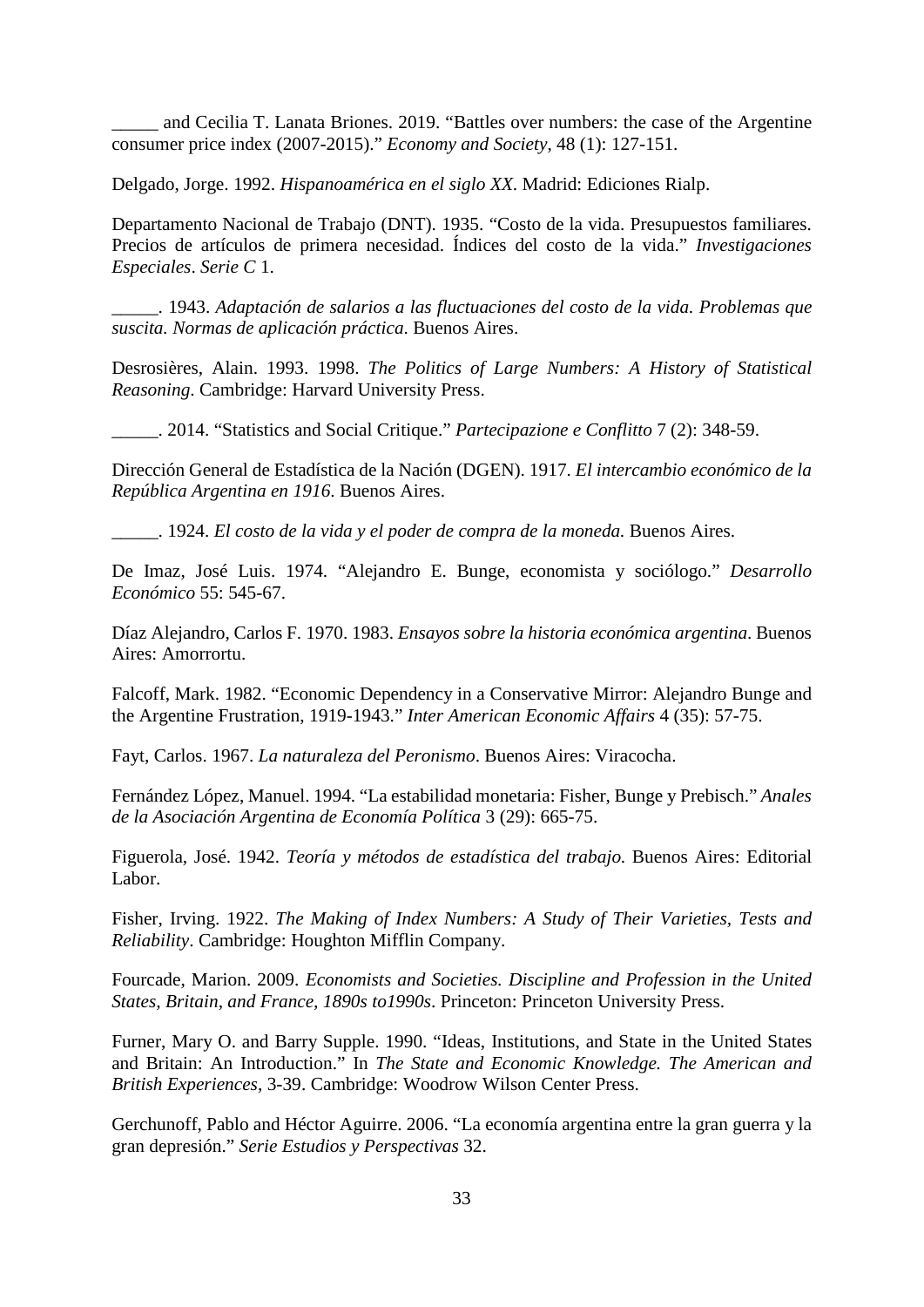_____ and Cecilia T. Lanata Briones. 2019. "Battles over numbers: the case of the Argentine consumer price index (2007-2015)." *Economy and Society*, 48 (1): 127-151.

Delgado, Jorge. 1992. *Hispanoamérica en el siglo XX*. Madrid: Ediciones Rialp.

Departamento Nacional de Trabajo (DNT). 1935. "Costo de la vida. Presupuestos familiares. Precios de artículos de primera necesidad. Índices del costo de la vida." *Investigaciones Especiales*. *Serie C* 1.

_____. 1943. *Adaptación de salarios a las fluctuaciones del costo de la vida. Problemas que suscita. Normas de aplicación práctica*. Buenos Aires.

Desrosières, Alain. 1993. 1998. *The Politics of Large Numbers: A History of Statistical Reasoning*. Cambridge: Harvard University Press.

_____. 2014. "Statistics and Social Critique." *Partecipazione e Conflitto* 7 (2): 348-59.

Dirección General de Estadística de la Nación (DGEN). 1917. *El intercambio económico de la República Argentina en 1916*. Buenos Aires.

_____. 1924. *El costo de la vida y el poder de compra de la moneda*. Buenos Aires.

De Imaz, José Luis. 1974. "Alejandro E. Bunge, economista y sociólogo." *Desarrollo Económico* 55: 545-67.

Díaz Alejandro, Carlos F. 1970. 1983. *Ensayos sobre la historia económica argentina*. Buenos Aires: Amorrortu.

Falcoff, Mark. 1982. "Economic Dependency in a Conservative Mirror: Alejandro Bunge and the Argentine Frustration, 1919-1943." *Inter American Economic Affairs* 4 (35): 57-75.

Fayt, Carlos. 1967. *La naturaleza del Peronismo*. Buenos Aires: Viracocha.

Fernández López, Manuel. 1994. "La estabilidad monetaria: Fisher, Bunge y Prebisch." *Anales de la Asociación Argentina de Economía Política* 3 (29): 665-75.

Figuerola, José. 1942. *Teoría y métodos de estadística del trabajo*. Buenos Aires: Editorial Labor.

Fisher, Irving. 1922. *The Making of Index Numbers: A Study of Their Varieties, Tests and Reliability*. Cambridge: Houghton Mifflin Company.

Fourcade, Marion. 2009. *Economists and Societies. Discipline and Profession in the United States, Britain, and France, 1890s to1990s*. Princeton: Princeton University Press.

Furner, Mary O. and Barry Supple. 1990. "Ideas, Institutions, and State in the United States and Britain: An Introduction." In *The State and Economic Knowledge. The American and British Experiences*, 3-39. Cambridge: Woodrow Wilson Center Press.

Gerchunoff, Pablo and Héctor Aguirre. 2006. "La economía argentina entre la gran guerra y la gran depresión." *Serie Estudios y Perspectivas* 32.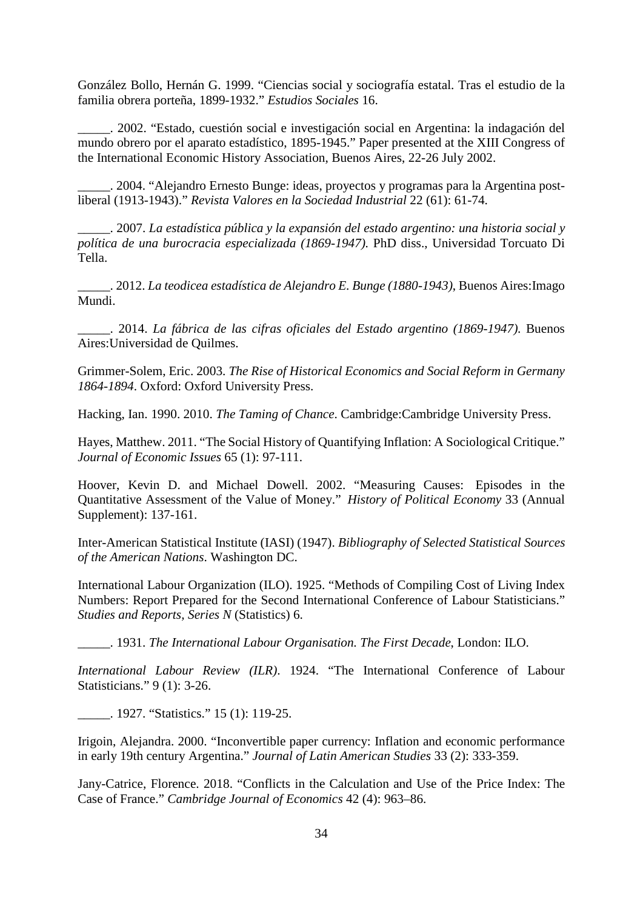González Bollo, Hernán G. 1999. "Ciencias social y sociografía estatal. Tras el estudio de la familia obrera porteña, 1899-1932." *Estudios Sociales* 16.

_____. 2002. "Estado, cuestión social e investigación social en Argentina: la indagación del mundo obrero por el aparato estadístico, 1895-1945." Paper presented at the XIII Congress of the International Economic History Association, Buenos Aires, 22-26 July 2002.

_____. 2004. "Alejandro Ernesto Bunge: ideas, proyectos y programas para la Argentina post-liberal (1913-1943)." *Revista Valores en la Sociedad Industrial* 22 (61): 61-74.

_____. 2007. *La estadística pública y la expansión del estado argentino: una historia social y política de una burocracia especializada (1869-1947).* PhD diss., Universidad Torcuato Di Tella.

_____. 2012. *La teodicea estadística de Alejandro E. Bunge (1880-1943)*, Buenos Aires:Imago Mundi.

_____. 2014. *La fábrica de las cifras oficiales del Estado argentino (1869-1947).* Buenos Aires:Universidad de Quilmes.

Grimmer-Solem, Eric. 2003. *The Rise of Historical Economics and Social Reform in Germany 1864-1894*. Oxford: Oxford University Press.

Hacking, Ian. 1990. 2010. *The Taming of Chance*. Cambridge:Cambridge University Press.

Hayes, Matthew. 2011. "The Social History of Quantifying Inflation: A Sociological Critique." *Journal of Economic Issues* 65 (1): 97-111.

Hoover, Kevin D. and Michael Dowell. 2002. "Measuring Causes: Episodes in the Quantitative Assessment of the Value of Money." *History of Political Economy* 33 (Annual Supplement): 137-161.

Inter-American Statistical Institute (IASI) (1947). *Bibliography of Selected Statistical Sources of the American Nations*. Washington DC.

International Labour Organization (ILO). 1925. "Methods of Compiling Cost of Living Index Numbers: Report Prepared for the Second International Conference of Labour Statisticians." *Studies and Reports, Series N* (Statistics) 6.

_____. 1931. *The International Labour Organisation. The First Decade*, London: ILO.

*International Labour Review (ILR)*. 1924. "The International Conference of Labour Statisticians." 9 (1): 3-26.

_____. 1927. "Statistics." 15 (1): 119-25.

Irigoin, Alejandra. 2000. "Inconvertible paper currency: Inflation and economic performance in early 19th century Argentina." *Journal of Latin American Studies* 33 (2): 333-359.

Jany-Catrice, Florence. 2018. "Conflicts in the Calculation and Use of the Price Index: The Case of France." *Cambridge Journal of Economics* 42 (4): 963–86.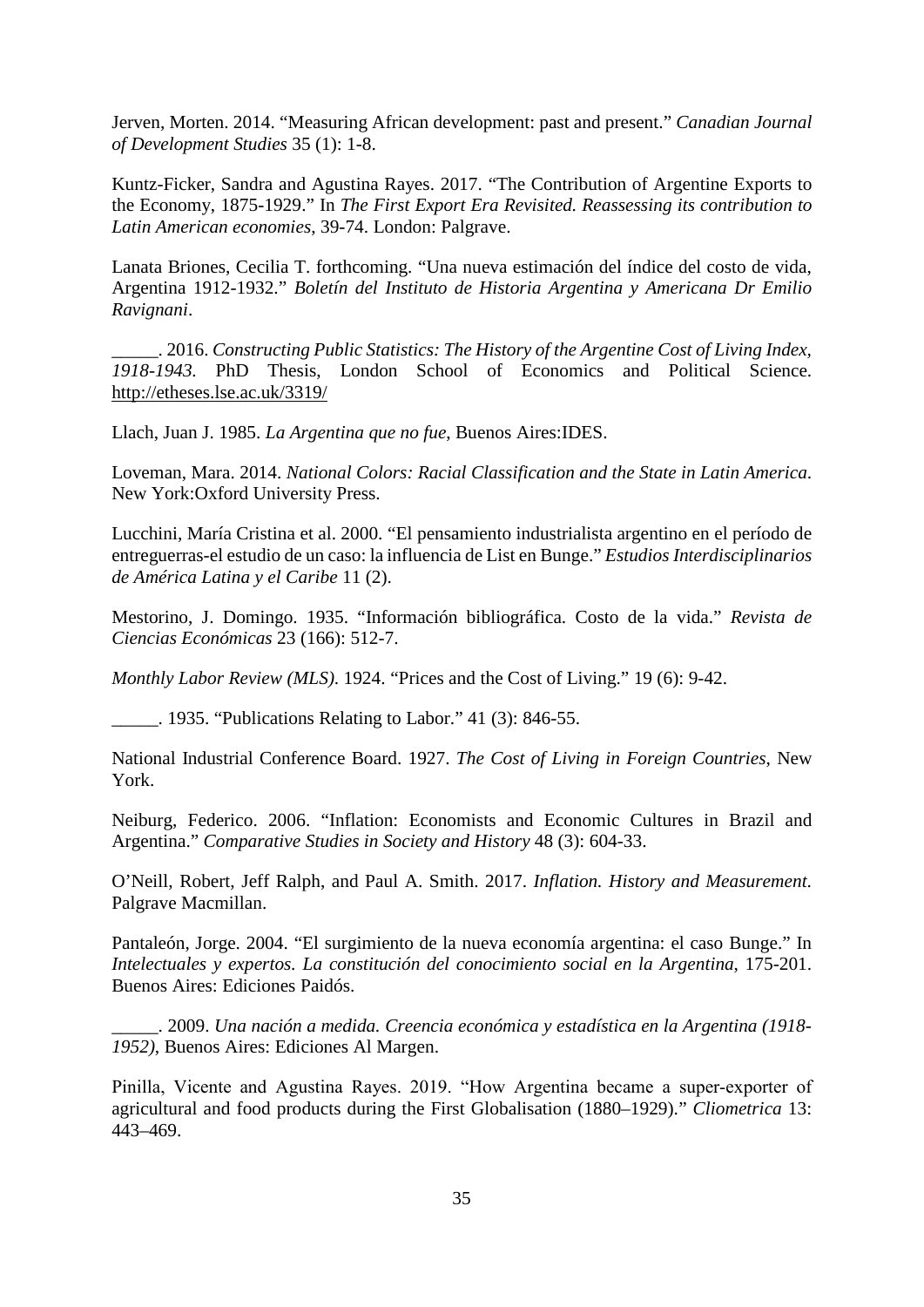Jerven, Morten. 2014. "Measuring African development: past and present." *Canadian Journal of Development Studies* 35 (1): 1-8.

Kuntz-Ficker, Sandra and Agustina Rayes. 2017. "The Contribution of Argentine Exports to the Economy, 1875-1929." In *The First Export Era Revisited. Reassessing its contribution to Latin American economies*, 39-74. London: Palgrave.

Lanata Briones, Cecilia T. forthcoming. "Una nueva estimación del índice del costo de vida, Argentina 1912-1932." *Boletín del Instituto de Historia Argentina y Americana Dr Emilio Ravignani*.

_____. 2016. *Constructing Public Statistics: The History of the Argentine Cost of Living Index, 1918-1943.* PhD Thesis, London School of Economics and Political Science. http://etheses.lse.ac.uk/3319/

Llach, Juan J. 1985. *La Argentina que no fue*, Buenos Aires:IDES.

Loveman, Mara. 2014. *National Colors: Racial Classification and the State in Latin America*. New York:Oxford University Press.

Lucchini, María Cristina et al. 2000. "El pensamiento industrialista argentino en el período de entreguerras-el estudio de un caso: la influencia de List en Bunge." *Estudios Interdisciplinarios de América Latina y el Caribe* 11 (2).

Mestorino, J. Domingo. 1935. "Información bibliográfica. Costo de la vida." *Revista de Ciencias Económicas* 23 (166): 512-7.

*Monthly Labor Review (MLS)*. 1924. "Prices and the Cost of Living." 19 (6): 9-42.

_____. 1935. "Publications Relating to Labor." 41 (3): 846-55.

National Industrial Conference Board. 1927. *The Cost of Living in Foreign Countries*, New York.

Neiburg, Federico. 2006. "Inflation: Economists and Economic Cultures in Brazil and Argentina." *Comparative Studies in Society and History* 48 (3): 604-33.

O'Neill, Robert, Jeff Ralph, and Paul A. Smith. 2017. *Inflation. History and Measurement*. Palgrave Macmillan.

Pantaleón, Jorge. 2004. "El surgimiento de la nueva economía argentina: el caso Bunge." In *Intelectuales y expertos. La constitución del conocimiento social en la Argentina*, 175-201. Buenos Aires: Ediciones Paidós.

_____. 2009. *Una nación a medida. Creencia económica y estadística en la Argentina (1918-1952)*, Buenos Aires: Ediciones Al Margen.

Pinilla, Vicente and Agustina Rayes. 2019. "How Argentina became a super-exporter of agricultural and food products during the First Globalisation (1880–1929)." *Cliometrica* 13: 443–469.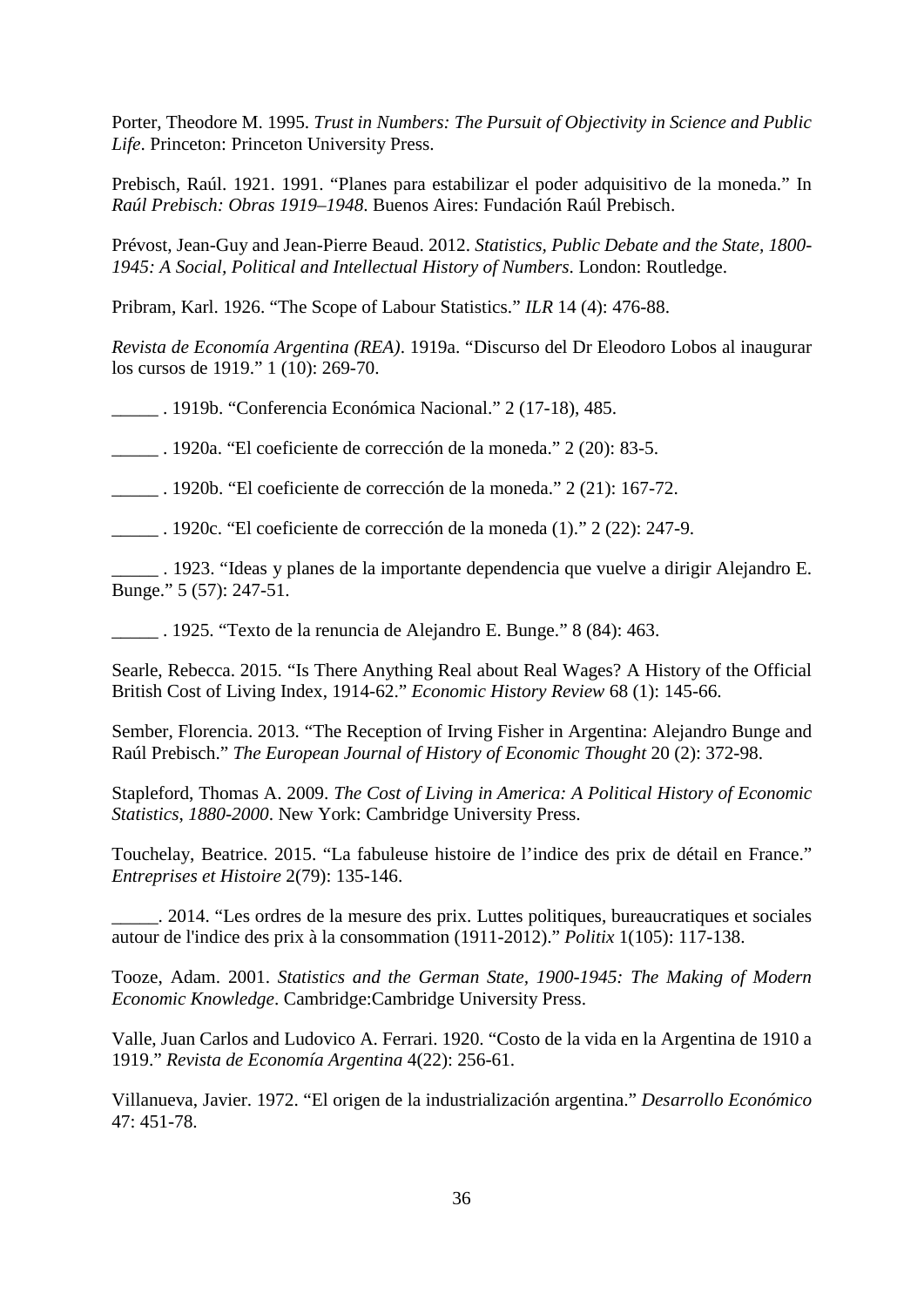Porter, Theodore M. 1995. *Trust in Numbers: The Pursuit of Objectivity in Science and Public Life*. Princeton: Princeton University Press.

Prebisch, Raúl. 1921. 1991. "Planes para estabilizar el poder adquisitivo de la moneda." In *Raúl Prebisch: Obras 1919–1948*. Buenos Aires: Fundación Raúl Prebisch.

Prévost, Jean-Guy and Jean-Pierre Beaud. 2012. *Statistics, Public Debate and the State, 1800-1945: A Social, Political and Intellectual History of Numbers*. London: Routledge.

Pribram, Karl. 1926. "The Scope of Labour Statistics." *ILR* 14 (4): 476-88.

*Revista de Economía Argentina (REA)*. 1919a. "Discurso del Dr Eleodoro Lobos al inaugurar los cursos de 1919." 1 (10): 269-70.

_____ . 1919b. "Conferencia Económica Nacional." 2 (17-18), 485.

_____ . 1920a. "El coeficiente de corrección de la moneda." 2 (20): 83-5.

_____ . 1920b. "El coeficiente de corrección de la moneda." 2 (21): 167-72.

_____ . 1920c. "El coeficiente de corrección de la moneda (1)." 2 (22): 247-9.

_____ . 1923. "Ideas y planes de la importante dependencia que vuelve a dirigir Alejandro E. Bunge." 5 (57): 247-51.

_____ . 1925. "Texto de la renuncia de Alejandro E. Bunge." 8 (84): 463.

Searle, Rebecca. 2015. "Is There Anything Real about Real Wages? A History of the Official British Cost of Living Index, 1914-62." *Economic History Review* 68 (1): 145-66.

Sember, Florencia. 2013. "The Reception of Irving Fisher in Argentina: Alejandro Bunge and Raúl Prebisch." *The European Journal of History of Economic Thought* 20 (2): 372-98.

Stapleford, Thomas A. 2009. *The Cost of Living in America: A Political History of Economic Statistics, 1880-2000*. New York: Cambridge University Press.

Touchelay, Beatrice. 2015. "La fabuleuse histoire de l'indice des prix de détail en France." *Entreprises et Histoire* 2(79): 135-146.

_____. 2014. "Les ordres de la mesure des prix. Luttes politiques, bureaucratiques et sociales autour de l'indice des prix à la consommation (1911-2012)." *Politix* 1(105): 117-138.

Tooze, Adam. 2001. *Statistics and the German State, 1900-1945: The Making of Modern Economic Knowledge*. Cambridge:Cambridge University Press.

Valle, Juan Carlos and Ludovico A. Ferrari. 1920. "Costo de la vida en la Argentina de 1910 a 1919." *Revista de Economía Argentina* 4(22): 256-61.

Villanueva, Javier. 1972. "El origen de la industrialización argentina." *Desarrollo Económico* 47: 451-78.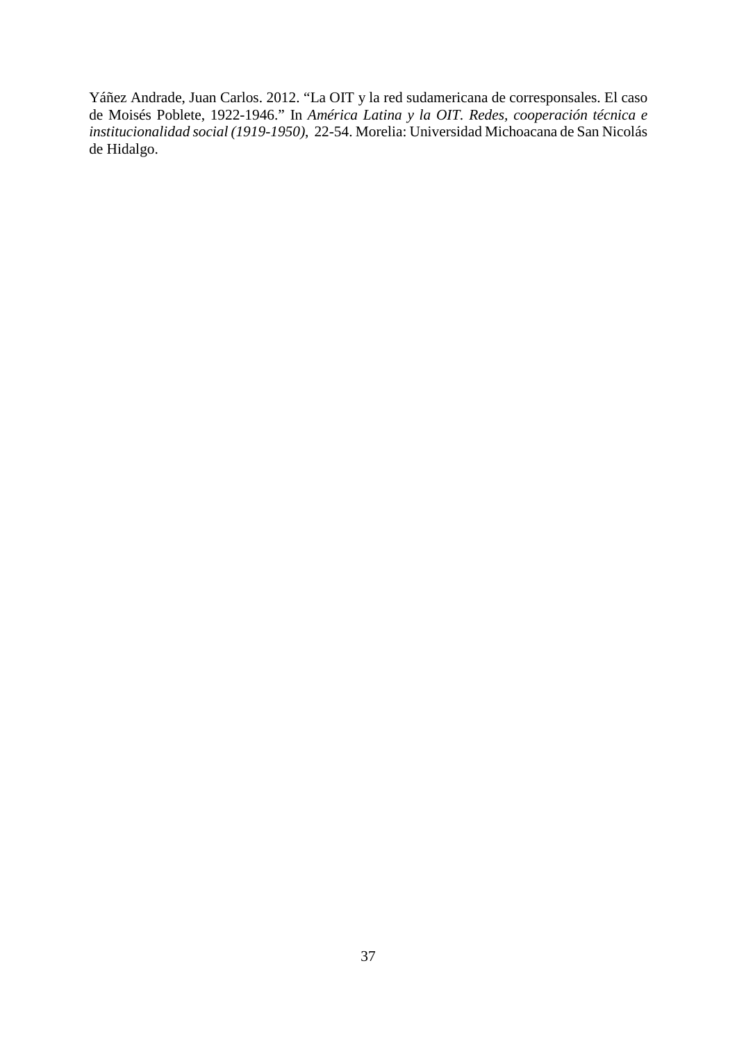Yáñez Andrade, Juan Carlos. 2012. “La OIT y la red sudamericana de corresponsales. El caso de Moisés Poblete, 1922-1946.” In *América Latina y la OIT. Redes, cooperación técnica e institucionalidad social (1919-1950)*, 22-54. Morelia: Universidad Michoacana de San Nicolás de Hidalgo.